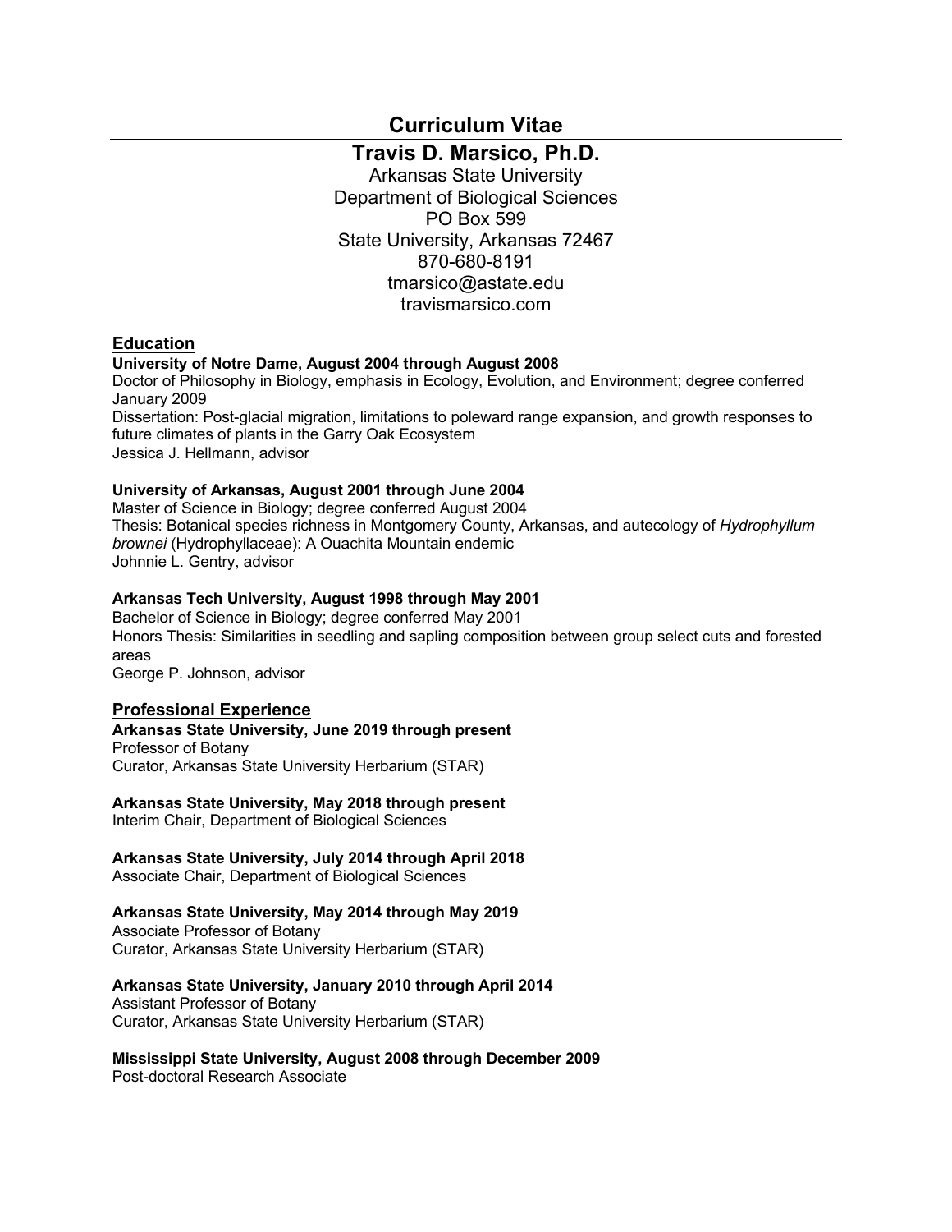# Curriculum Vitae

## Travis D. Marsico, Ph.D.

Arkansas State University
Department of Biological Sciences
PO Box 599
State University, Arkansas 72467
870-680-8191
tmarsico@astate.edu
travismarsico.com

## Education

**University of Notre Dame, August 2004 through August 2008**
Doctor of Philosophy in Biology, emphasis in Ecology, Evolution, and Environment; degree conferred January 2009
Dissertation: Post-glacial migration, limitations to poleward range expansion, and growth responses to future climates of plants in the Garry Oak Ecosystem
Jessica J. Hellmann, advisor

**University of Arkansas, August 2001 through June 2004**
Master of Science in Biology; degree conferred August 2004
Thesis: Botanical species richness in Montgomery County, Arkansas, and autecology of *Hydrophyllum brownei* (Hydrophyllaceae): A Ouachita Mountain endemic
Johnnie L. Gentry, advisor

**Arkansas Tech University, August 1998 through May 2001**
Bachelor of Science in Biology; degree conferred May 2001
Honors Thesis: Similarities in seedling and sapling composition between group select cuts and forested areas
George P. Johnson, advisor

## Professional Experience

**Arkansas State University, June 2019 through present**
Professor of Botany
Curator, Arkansas State University Herbarium (STAR)

**Arkansas State University, May 2018 through present**
Interim Chair, Department of Biological Sciences

**Arkansas State University, July 2014 through April 2018**
Associate Chair, Department of Biological Sciences

**Arkansas State University, May 2014 through May 2019**
Associate Professor of Botany
Curator, Arkansas State University Herbarium (STAR)

**Arkansas State University, January 2010 through April 2014**
Assistant Professor of Botany
Curator, Arkansas State University Herbarium (STAR)

**Mississippi State University, August 2008 through December 2009**
Post-doctoral Research Associate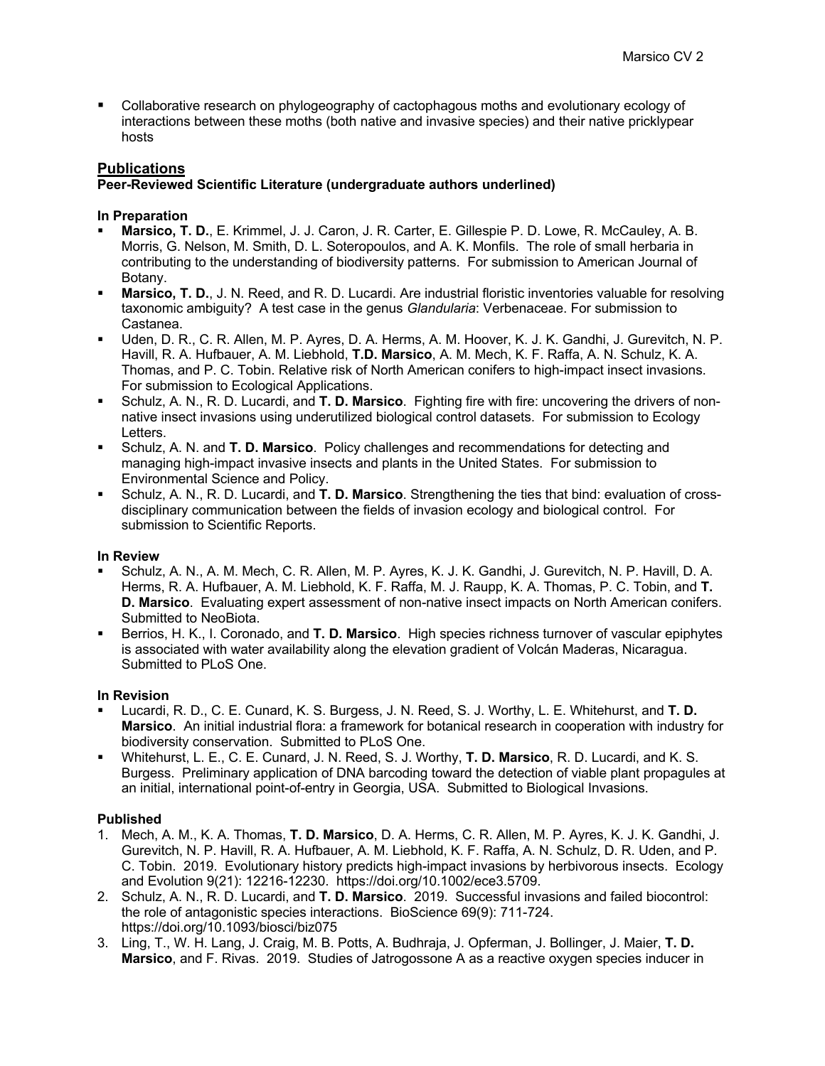- Collaborative research on phylogeography of cactophagous moths and evolutionary ecology of interactions between these moths (both native and invasive species) and their native pricklypear hosts

## Publications

**Peer-Reviewed Scientific Literature (undergraduate authors underlined)**

### In Preparation

- **Marsico, T. D.**, E. Krimmel, J. J. Caron, J. R. Carter, E. Gillespie P. D. Lowe, R. McCauley, A. B. Morris, G. Nelson, M. Smith, D. L. Soteropoulos, and A. K. Monfils. The role of small herbaria in contributing to the understanding of biodiversity patterns. For submission to American Journal of Botany.
- **Marsico, T. D.**, J. N. Reed, and R. D. Lucardi. Are industrial floristic inventories valuable for resolving taxonomic ambiguity? A test case in the genus *Glandularia*: Verbenaceae. For submission to Castanea.
- Uden, D. R., C. R. Allen, M. P. Ayres, D. A. Herms, A. M. Hoover, K. J. K. Gandhi, J. Gurevitch, N. P. Havill, R. A. Hufbauer, A. M. Liebhold, **T.D. Marsico**, A. M. Mech, K. F. Raffa, A. N. Schulz, K. A. Thomas, and P. C. Tobin. Relative risk of North American conifers to high-impact insect invasions. For submission to Ecological Applications.
- Schulz, A. N., R. D. Lucardi, and **T. D. Marsico**. Fighting fire with fire: uncovering the drivers of non-native insect invasions using underutilized biological control datasets. For submission to Ecology Letters.
- Schulz, A. N. and **T. D. Marsico**. Policy challenges and recommendations for detecting and managing high-impact invasive insects and plants in the United States. For submission to Environmental Science and Policy.
- Schulz, A. N., R. D. Lucardi, and **T. D. Marsico**. Strengthening the ties that bind: evaluation of cross-disciplinary communication between the fields of invasion ecology and biological control. For submission to Scientific Reports.

### In Review

- Schulz, A. N., A. M. Mech, C. R. Allen, M. P. Ayres, K. J. K. Gandhi, J. Gurevitch, N. P. Havill, D. A. Herms, R. A. Hufbauer, A. M. Liebhold, K. F. Raffa, M. J. Raupp, K. A. Thomas, P. C. Tobin, and **T. D. Marsico**. Evaluating expert assessment of non-native insect impacts on North American conifers. Submitted to NeoBiota.
- Berrios, H. K., I. Coronado, and **T. D. Marsico**. High species richness turnover of vascular epiphytes is associated with water availability along the elevation gradient of Volcán Maderas, Nicaragua. Submitted to PLoS One.

### In Revision

- Lucardi, R. D., C. E. Cunard, K. S. Burgess, J. N. Reed, S. J. Worthy, L. E. Whitehurst, and **T. D. Marsico**. An initial industrial flora: a framework for botanical research in cooperation with industry for biodiversity conservation. Submitted to PLoS One.
- Whitehurst, L. E., C. E. Cunard, J. N. Reed, S. J. Worthy, **T. D. Marsico**, R. D. Lucardi, and K. S. Burgess. Preliminary application of DNA barcoding toward the detection of viable plant propagules at an initial, international point-of-entry in Georgia, USA. Submitted to Biological Invasions.

### Published

1. Mech, A. M., K. A. Thomas, **T. D. Marsico**, D. A. Herms, C. R. Allen, M. P. Ayres, K. J. K. Gandhi, J. Gurevitch, N. P. Havill, R. A. Hufbauer, A. M. Liebhold, K. F. Raffa, A. N. Schulz, D. R. Uden, and P. C. Tobin. 2019. Evolutionary history predicts high-impact invasions by herbivorous insects. Ecology and Evolution 9(21): 12216-12230. https://doi.org/10.1002/ece3.5709.
2. Schulz, A. N., R. D. Lucardi, and **T. D. Marsico**. 2019. Successful invasions and failed biocontrol: the role of antagonistic species interactions. BioScience 69(9): 711-724. https://doi.org/10.1093/biosci/biz075
3. Ling, T., W. H. Lang, J. Craig, M. B. Potts, A. Budhraja, J. Opferman, J. Bollinger, J. Maier, **T. D. Marsico**, and F. Rivas. 2019. Studies of Jatrogossone A as a reactive oxygen species inducer in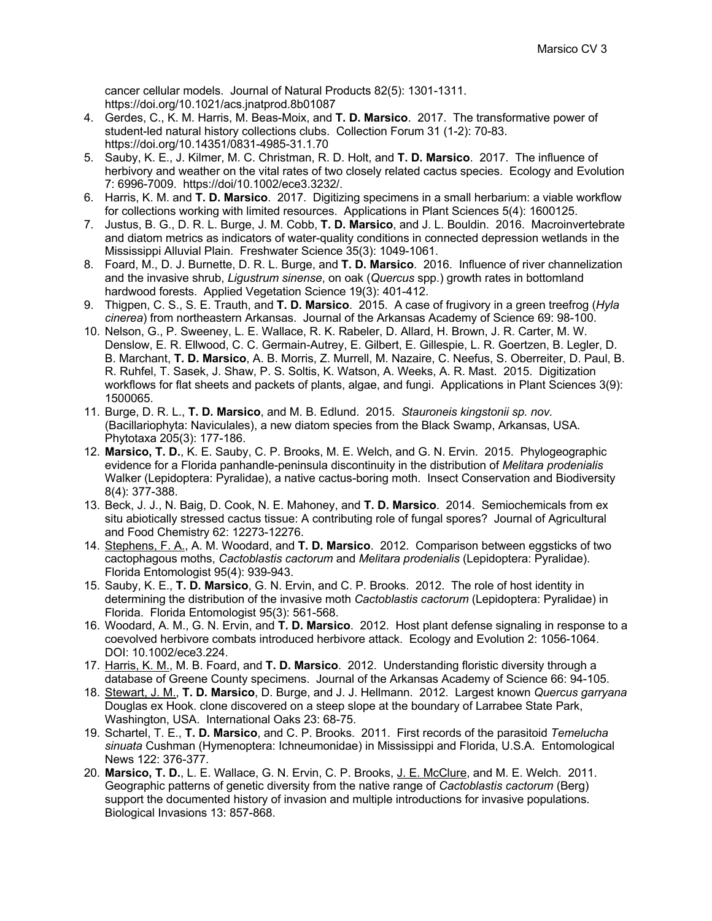cancer cellular models. Journal of Natural Products 82(5): 1301-1311. https://doi.org/10.1021/acs.jnatprod.8b01087

4. Gerdes, C., K. M. Harris, M. Beas-Moix, and **T. D. Marsico**. 2017. The transformative power of student-led natural history collections clubs. Collection Forum 31 (1-2): 70-83. https://doi.org/10.14351/0831-4985-31.1.70
5. Sauby, K. E., J. Kilmer, M. C. Christman, R. D. Holt, and **T. D. Marsico**. 2017. The influence of herbivory and weather on the vital rates of two closely related cactus species. Ecology and Evolution 7: 6996-7009. https://doi/10.1002/ece3.3232/.
6. Harris, K. M. and **T. D. Marsico**. 2017. Digitizing specimens in a small herbarium: a viable workflow for collections working with limited resources. Applications in Plant Sciences 5(4): 1600125.
7. Justus, B. G., D. R. L. Burge, J. M. Cobb, **T. D. Marsico**, and J. L. Bouldin. 2016. Macroinvertebrate and diatom metrics as indicators of water-quality conditions in connected depression wetlands in the Mississippi Alluvial Plain. Freshwater Science 35(3): 1049-1061.
8. Foard, M., D. J. Burnette, D. R. L. Burge, and **T. D. Marsico**. 2016. Influence of river channelization and the invasive shrub, *Ligustrum sinense*, on oak (*Quercus* spp.) growth rates in bottomland hardwood forests. Applied Vegetation Science 19(3): 401-412.
9. Thigpen, C. S., S. E. Trauth, and **T. D. Marsico**. 2015. A case of frugivory in a green treefrog (*Hyla cinerea*) from northeastern Arkansas. Journal of the Arkansas Academy of Science 69: 98-100.
10. Nelson, G., P. Sweeney, L. E. Wallace, R. K. Rabeler, D. Allard, H. Brown, J. R. Carter, M. W. Denslow, E. R. Ellwood, C. C. Germain-Autrey, E. Gilbert, E. Gillespie, L. R. Goertzen, B. Legler, D. B. Marchant, **T. D. Marsico**, A. B. Morris, Z. Murrell, M. Nazaire, C. Neefus, S. Oberreiter, D. Paul, B. R. Ruhfel, T. Sasek, J. Shaw, P. S. Soltis, K. Watson, A. Weeks, A. R. Mast. 2015. Digitization workflows for flat sheets and packets of plants, algae, and fungi. Applications in Plant Sciences 3(9): 1500065.
11. Burge, D. R. L., **T. D. Marsico**, and M. B. Edlund. 2015. *Stauroneis kingstonii sp. nov.* (Bacillariophyta: Naviculales), a new diatom species from the Black Swamp, Arkansas, USA. Phytotaxa 205(3): 177-186.
12. **Marsico, T. D.**, K. E. Sauby, C. P. Brooks, M. E. Welch, and G. N. Ervin. 2015. Phylogeographic evidence for a Florida panhandle-peninsula discontinuity in the distribution of *Melitara prodenialis* Walker (Lepidoptera: Pyralidae), a native cactus-boring moth. Insect Conservation and Biodiversity 8(4): 377-388.
13. Beck, J. J., N. Baig, D. Cook, N. E. Mahoney, and **T. D. Marsico**. 2014. Semiochemicals from ex situ abiotically stressed cactus tissue: A contributing role of fungal spores? Journal of Agricultural and Food Chemistry 62: 12273-12276.
14. <u>Stephens, F. A.</u>, A. M. Woodard, and **T. D. Marsico**. 2012. Comparison between eggsticks of two cactophagous moths, *Cactoblastis cactorum* and *Melitara prodenialis* (Lepidoptera: Pyralidae). Florida Entomologist 95(4): 939-943.
15. Sauby, K. E., **T. D. Marsico**, G. N. Ervin, and C. P. Brooks. 2012. The role of host identity in determining the distribution of the invasive moth *Cactoblastis cactorum* (Lepidoptera: Pyralidae) in Florida. Florida Entomologist 95(3): 561-568.
16. Woodard, A. M., G. N. Ervin, and **T. D. Marsico**. 2012. Host plant defense signaling in response to a coevolved herbivore combats introduced herbivore attack. Ecology and Evolution 2: 1056-1064. DOI: 10.1002/ece3.224.
17. <u>Harris, K. M.</u>, M. B. Foard, and **T. D. Marsico**. 2012. Understanding floristic diversity through a database of Greene County specimens. Journal of the Arkansas Academy of Science 66: 94-105.
18. <u>Stewart, J. M.</u>, **T. D. Marsico**, D. Burge, and J. J. Hellmann. 2012. Largest known *Quercus garryana* Douglas ex Hook. clone discovered on a steep slope at the boundary of Larrabee State Park, Washington, USA. International Oaks 23: 68-75.
19. Schartel, T. E., **T. D. Marsico**, and C. P. Brooks. 2011. First records of the parasitoid *Temelucha sinuata* Cushman (Hymenoptera: Ichneumonidae) in Mississippi and Florida, U.S.A. Entomological News 122: 376-377.
20. **Marsico, T. D.**, L. E. Wallace, G. N. Ervin, C. P. Brooks, <u>J. E. McClure</u>, and M. E. Welch. 2011. Geographic patterns of genetic diversity from the native range of *Cactoblastis cactorum* (Berg) support the documented history of invasion and multiple introductions for invasive populations. Biological Invasions 13: 857-868.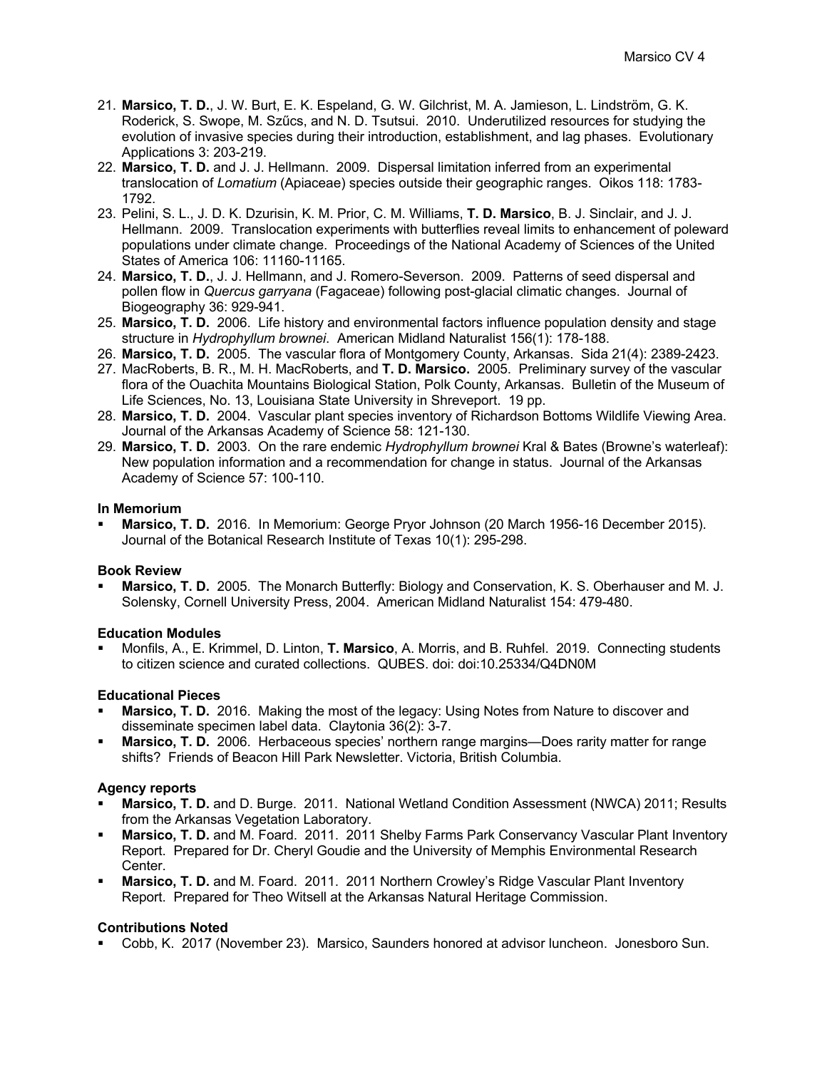21. **Marsico, T. D.**, J. W. Burt, E. K. Espeland, G. W. Gilchrist, M. A. Jamieson, L. Lindström, G. K. Roderick, S. Swope, M. Szűcs, and N. D. Tsutsui. 2010. Underutilized resources for studying the evolution of invasive species during their introduction, establishment, and lag phases. Evolutionary Applications 3: 203-219.
22. **Marsico, T. D.** and J. J. Hellmann. 2009. Dispersal limitation inferred from an experimental translocation of *Lomatium* (Apiaceae) species outside their geographic ranges. Oikos 118: 1783-1792.
23. Pelini, S. L., J. D. K. Dzurisin, K. M. Prior, C. M. Williams, **T. D. Marsico**, B. J. Sinclair, and J. J. Hellmann. 2009. Translocation experiments with butterflies reveal limits to enhancement of poleward populations under climate change. Proceedings of the National Academy of Sciences of the United States of America 106: 11160-11165.
24. **Marsico, T. D.**, J. J. Hellmann, and J. Romero-Severson. 2009. Patterns of seed dispersal and pollen flow in *Quercus garryana* (Fagaceae) following post-glacial climatic changes. Journal of Biogeography 36: 929-941.
25. **Marsico, T. D.** 2006. Life history and environmental factors influence population density and stage structure in *Hydrophyllum brownei*. American Midland Naturalist 156(1): 178-188.
26. **Marsico, T. D.** 2005. The vascular flora of Montgomery County, Arkansas. Sida 21(4): 2389-2423.
27. MacRoberts, B. R., M. H. MacRoberts, and **T. D. Marsico.** 2005. Preliminary survey of the vascular flora of the Ouachita Mountains Biological Station, Polk County, Arkansas. Bulletin of the Museum of Life Sciences, No. 13, Louisiana State University in Shreveport. 19 pp.
28. **Marsico, T. D.** 2004. Vascular plant species inventory of Richardson Bottoms Wildlife Viewing Area. Journal of the Arkansas Academy of Science 58: 121-130.
29. **Marsico, T. D.** 2003. On the rare endemic *Hydrophyllum brownei* Kral & Bates (Browne's waterleaf): New population information and a recommendation for change in status. Journal of the Arkansas Academy of Science 57: 100-110.

**In Memorium**

- **Marsico, T. D.** 2016. In Memorium: George Pryor Johnson (20 March 1956-16 December 2015). Journal of the Botanical Research Institute of Texas 10(1): 295-298.

**Book Review**

- **Marsico, T. D.** 2005. The Monarch Butterfly: Biology and Conservation, K. S. Oberhauser and M. J. Solensky, Cornell University Press, 2004. American Midland Naturalist 154: 479-480.

**Education Modules**

- Monfils, A., E. Krimmel, D. Linton, **T. Marsico**, A. Morris, and B. Ruhfel. 2019. Connecting students to citizen science and curated collections. QUBES. doi: doi:10.25334/Q4DN0M

**Educational Pieces**

- **Marsico, T. D.** 2016. Making the most of the legacy: Using Notes from Nature to discover and disseminate specimen label data. Claytonia 36(2): 3-7.
- **Marsico, T. D.** 2006. Herbaceous species' northern range margins—Does rarity matter for range shifts? Friends of Beacon Hill Park Newsletter. Victoria, British Columbia.

**Agency reports**

- **Marsico, T. D.** and D. Burge. 2011. National Wetland Condition Assessment (NWCA) 2011; Results from the Arkansas Vegetation Laboratory.
- **Marsico, T. D.** and M. Foard. 2011. 2011 Shelby Farms Park Conservancy Vascular Plant Inventory Report. Prepared for Dr. Cheryl Goudie and the University of Memphis Environmental Research Center.
- **Marsico, T. D.** and M. Foard. 2011. 2011 Northern Crowley's Ridge Vascular Plant Inventory Report. Prepared for Theo Witsell at the Arkansas Natural Heritage Commission.

**Contributions Noted**

- Cobb, K. 2017 (November 23). Marsico, Saunders honored at advisor luncheon. Jonesboro Sun.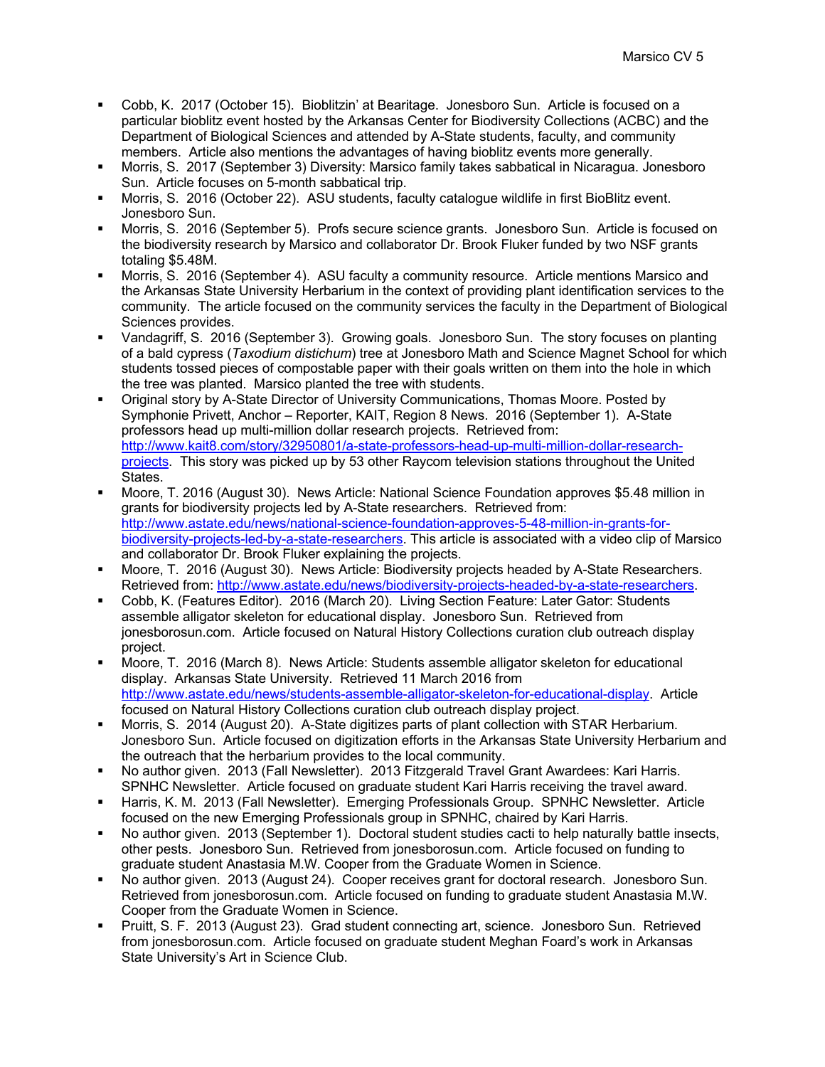- Cobb, K. 2017 (October 15). Bioblitzin' at Bearitage. Jonesboro Sun. Article is focused on a particular bioblitz event hosted by the Arkansas Center for Biodiversity Collections (ACBC) and the Department of Biological Sciences and attended by A-State students, faculty, and community members. Article also mentions the advantages of having bioblitz events more generally.
- Morris, S. 2017 (September 3) Diversity: Marsico family takes sabbatical in Nicaragua. Jonesboro Sun. Article focuses on 5-month sabbatical trip.
- Morris, S. 2016 (October 22). ASU students, faculty catalogue wildlife in first BioBlitz event. Jonesboro Sun.
- Morris, S. 2016 (September 5). Profs secure science grants. Jonesboro Sun. Article is focused on the biodiversity research by Marsico and collaborator Dr. Brook Fluker funded by two NSF grants totaling $5.48M.
- Morris, S. 2016 (September 4). ASU faculty a community resource. Article mentions Marsico and the Arkansas State University Herbarium in the context of providing plant identification services to the community. The article focused on the community services the faculty in the Department of Biological Sciences provides.
- Vandagriff, S. 2016 (September 3). Growing goals. Jonesboro Sun. The story focuses on planting of a bald cypress (*Taxodium distichum*) tree at Jonesboro Math and Science Magnet School for which students tossed pieces of compostable paper with their goals written on them into the hole in which the tree was planted. Marsico planted the tree with students.
- Original story by A-State Director of University Communications, Thomas Moore. Posted by Symphonie Privett, Anchor – Reporter, KAIT, Region 8 News. 2016 (September 1). A-State professors head up multi-million dollar research projects. Retrieved from: http://www.kait8.com/story/32950801/a-state-professors-head-up-multi-million-dollar-research-projects. This story was picked up by 53 other Raycom television stations throughout the United States.
- Moore, T. 2016 (August 30). News Article: National Science Foundation approves $5.48 million in grants for biodiversity projects led by A-State researchers. Retrieved from: http://www.astate.edu/news/national-science-foundation-approves-5-48-million-in-grants-for-biodiversity-projects-led-by-a-state-researchers. This article is associated with a video clip of Marsico and collaborator Dr. Brook Fluker explaining the projects.
- Moore, T. 2016 (August 30). News Article: Biodiversity projects headed by A-State Researchers. Retrieved from: http://www.astate.edu/news/biodiversity-projects-headed-by-a-state-researchers.
- Cobb, K. (Features Editor). 2016 (March 20). Living Section Feature: Later Gator: Students assemble alligator skeleton for educational display. Jonesboro Sun. Retrieved from jonesborosun.com. Article focused on Natural History Collections curation club outreach display project.
- Moore, T. 2016 (March 8). News Article: Students assemble alligator skeleton for educational display. Arkansas State University. Retrieved 11 March 2016 from http://www.astate.edu/news/students-assemble-alligator-skeleton-for-educational-display. Article focused on Natural History Collections curation club outreach display project.
- Morris, S. 2014 (August 20). A-State digitizes parts of plant collection with STAR Herbarium. Jonesboro Sun. Article focused on digitization efforts in the Arkansas State University Herbarium and the outreach that the herbarium provides to the local community.
- No author given. 2013 (Fall Newsletter). 2013 Fitzgerald Travel Grant Awardees: Kari Harris. SPNHC Newsletter. Article focused on graduate student Kari Harris receiving the travel award.
- Harris, K. M. 2013 (Fall Newsletter). Emerging Professionals Group. SPNHC Newsletter. Article focused on the new Emerging Professionals group in SPNHC, chaired by Kari Harris.
- No author given. 2013 (September 1). Doctoral student studies cacti to help naturally battle insects, other pests. Jonesboro Sun. Retrieved from jonesborosun.com. Article focused on funding to graduate student Anastasia M.W. Cooper from the Graduate Women in Science.
- No author given. 2013 (August 24). Cooper receives grant for doctoral research. Jonesboro Sun. Retrieved from jonesborosun.com. Article focused on funding to graduate student Anastasia M.W. Cooper from the Graduate Women in Science.
- Pruitt, S. F. 2013 (August 23). Grad student connecting art, science. Jonesboro Sun. Retrieved from jonesborosun.com. Article focused on graduate student Meghan Foard's work in Arkansas State University's Art in Science Club.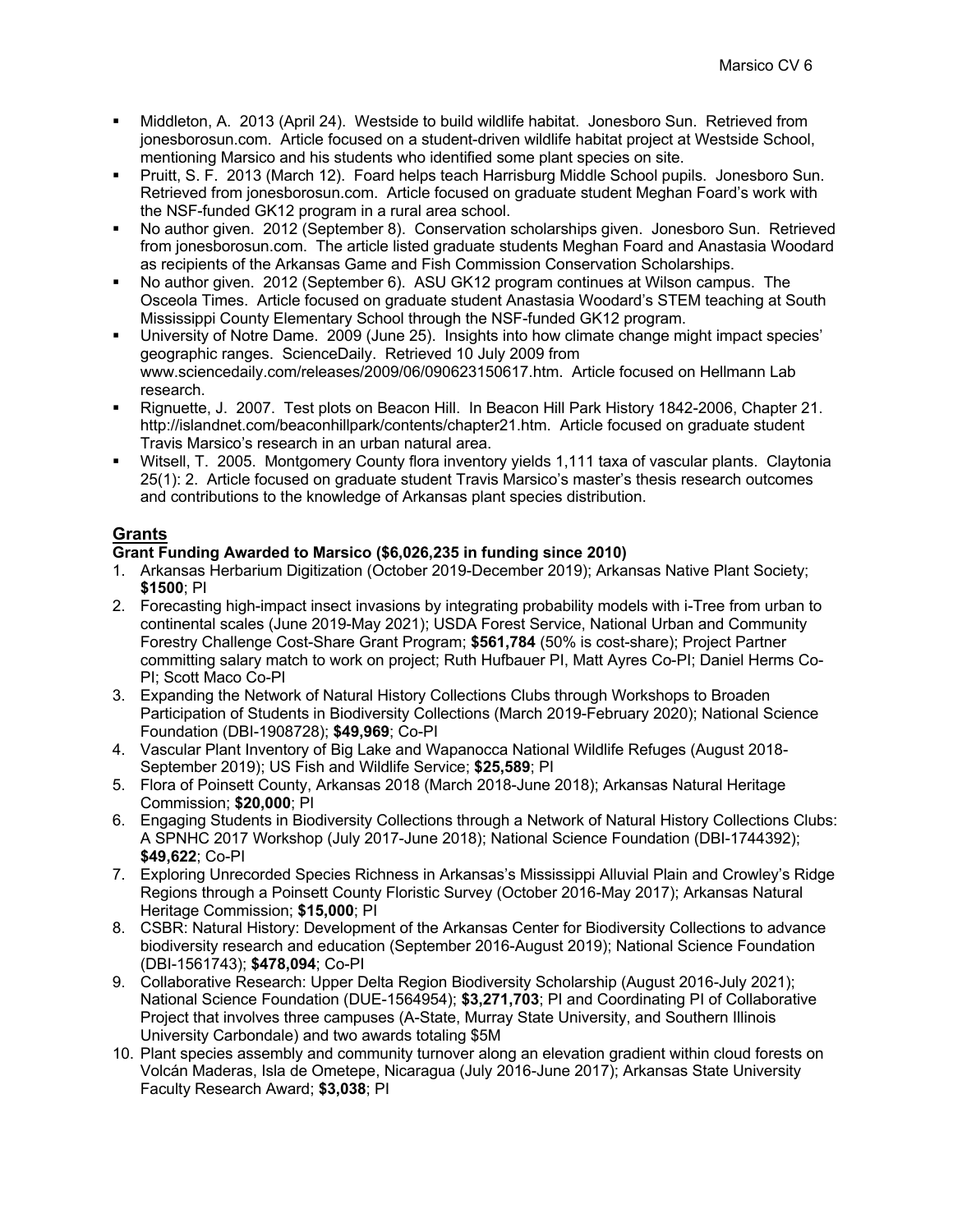- Middleton, A. 2013 (April 24). Westside to build wildlife habitat. Jonesboro Sun. Retrieved from jonesborosun.com. Article focused on a student-driven wildlife habitat project at Westside School, mentioning Marsico and his students who identified some plant species on site.
- Pruitt, S. F. 2013 (March 12). Foard helps teach Harrisburg Middle School pupils. Jonesboro Sun. Retrieved from jonesborosun.com. Article focused on graduate student Meghan Foard's work with the NSF-funded GK12 program in a rural area school.
- No author given. 2012 (September 8). Conservation scholarships given. Jonesboro Sun. Retrieved from jonesborosun.com. The article listed graduate students Meghan Foard and Anastasia Woodard as recipients of the Arkansas Game and Fish Commission Conservation Scholarships.
- No author given. 2012 (September 6). ASU GK12 program continues at Wilson campus. The Osceola Times. Article focused on graduate student Anastasia Woodard's STEM teaching at South Mississippi County Elementary School through the NSF-funded GK12 program.
- University of Notre Dame. 2009 (June 25). Insights into how climate change might impact species' geographic ranges. ScienceDaily. Retrieved 10 July 2009 from www.sciencedaily.com/releases/2009/06/090623150617.htm. Article focused on Hellmann Lab research.
- Rignuette, J. 2007. Test plots on Beacon Hill. In Beacon Hill Park History 1842-2006, Chapter 21. http://islandnet.com/beaconhillpark/contents/chapter21.htm. Article focused on graduate student Travis Marsico's research in an urban natural area.
- Witsell, T. 2005. Montgomery County flora inventory yields 1,111 taxa of vascular plants. Claytonia 25(1): 2. Article focused on graduate student Travis Marsico's master's thesis research outcomes and contributions to the knowledge of Arkansas plant species distribution.

## Grants

### Grant Funding Awarded to Marsico ($6,026,235 in funding since 2010)

1. Arkansas Herbarium Digitization (October 2019-December 2019); Arkansas Native Plant Society; **$1500**; PI
2. Forecasting high-impact insect invasions by integrating probability models with i-Tree from urban to continental scales (June 2019-May 2021); USDA Forest Service, National Urban and Community Forestry Challenge Cost-Share Grant Program; **$561,784** (50% is cost-share); Project Partner committing salary match to work on project; Ruth Hufbauer PI, Matt Ayres Co-PI; Daniel Herms Co-PI; Scott Maco Co-PI
3. Expanding the Network of Natural History Collections Clubs through Workshops to Broaden Participation of Students in Biodiversity Collections (March 2019-February 2020); National Science Foundation (DBI-1908728); **$49,969**; Co-PI
4. Vascular Plant Inventory of Big Lake and Wapanocca National Wildlife Refuges (August 2018-September 2019); US Fish and Wildlife Service; **$25,589**; PI
5. Flora of Poinsett County, Arkansas 2018 (March 2018-June 2018); Arkansas Natural Heritage Commission; **$20,000**; PI
6. Engaging Students in Biodiversity Collections through a Network of Natural History Collections Clubs: A SPNHC 2017 Workshop (July 2017-June 2018); National Science Foundation (DBI-1744392); **$49,622**; Co-PI
7. Exploring Unrecorded Species Richness in Arkansas's Mississippi Alluvial Plain and Crowley's Ridge Regions through a Poinsett County Floristic Survey (October 2016-May 2017); Arkansas Natural Heritage Commission; **$15,000**; PI
8. CSBR: Natural History: Development of the Arkansas Center for Biodiversity Collections to advance biodiversity research and education (September 2016-August 2019); National Science Foundation (DBI-1561743); **$478,094**; Co-PI
9. Collaborative Research: Upper Delta Region Biodiversity Scholarship (August 2016-July 2021); National Science Foundation (DUE-1564954); **$3,271,703**; PI and Coordinating PI of Collaborative Project that involves three campuses (A-State, Murray State University, and Southern Illinois University Carbondale) and two awards totaling $5M
10. Plant species assembly and community turnover along an elevation gradient within cloud forests on Volcán Maderas, Isla de Ometepe, Nicaragua (July 2016-June 2017); Arkansas State University Faculty Research Award; **$3,038**; PI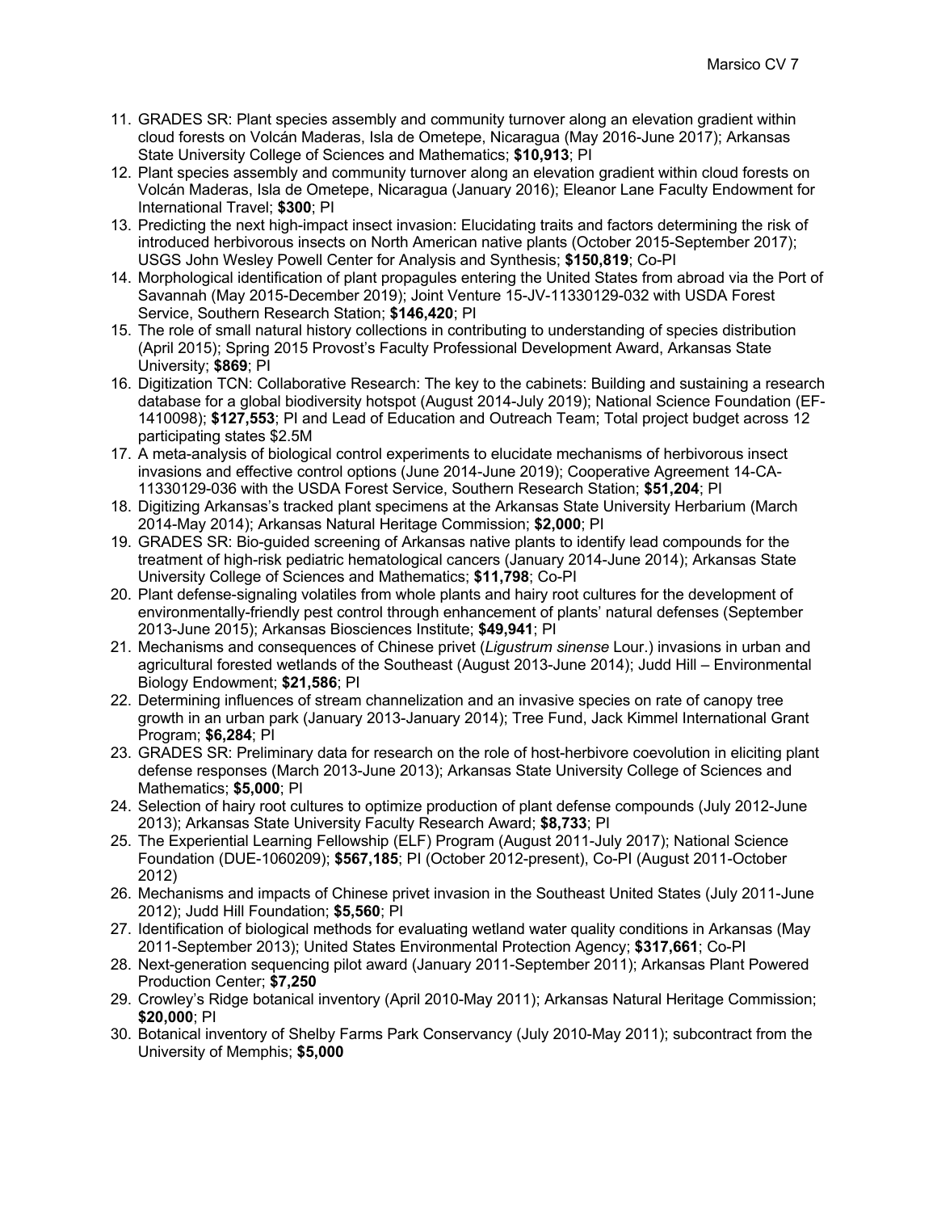11. GRADES SR: Plant species assembly and community turnover along an elevation gradient within cloud forests on Volcán Maderas, Isla de Ometepe, Nicaragua (May 2016-June 2017); Arkansas State University College of Sciences and Mathematics; **$10,913**; PI
12. Plant species assembly and community turnover along an elevation gradient within cloud forests on Volcán Maderas, Isla de Ometepe, Nicaragua (January 2016); Eleanor Lane Faculty Endowment for International Travel; **$300**; PI
13. Predicting the next high-impact insect invasion: Elucidating traits and factors determining the risk of introduced herbivorous insects on North American native plants (October 2015-September 2017); USGS John Wesley Powell Center for Analysis and Synthesis; **$150,819**; Co-PI
14. Morphological identification of plant propagules entering the United States from abroad via the Port of Savannah (May 2015-December 2019); Joint Venture 15-JV-11330129-032 with USDA Forest Service, Southern Research Station; **$146,420**; PI
15. The role of small natural history collections in contributing to understanding of species distribution (April 2015); Spring 2015 Provost's Faculty Professional Development Award, Arkansas State University; **$869**; PI
16. Digitization TCN: Collaborative Research: The key to the cabinets: Building and sustaining a research database for a global biodiversity hotspot (August 2014-July 2019); National Science Foundation (EF-1410098); **$127,553**; PI and Lead of Education and Outreach Team; Total project budget across 12 participating states $2.5M
17. A meta-analysis of biological control experiments to elucidate mechanisms of herbivorous insect invasions and effective control options (June 2014-June 2019); Cooperative Agreement 14-CA-11330129-036 with the USDA Forest Service, Southern Research Station; **$51,204**; PI
18. Digitizing Arkansas's tracked plant specimens at the Arkansas State University Herbarium (March 2014-May 2014); Arkansas Natural Heritage Commission; **$2,000**; PI
19. GRADES SR: Bio-guided screening of Arkansas native plants to identify lead compounds for the treatment of high-risk pediatric hematological cancers (January 2014-June 2014); Arkansas State University College of Sciences and Mathematics; **$11,798**; Co-PI
20. Plant defense-signaling volatiles from whole plants and hairy root cultures for the development of environmentally-friendly pest control through enhancement of plants' natural defenses (September 2013-June 2015); Arkansas Biosciences Institute; **$49,941**; PI
21. Mechanisms and consequences of Chinese privet (*Ligustrum sinense* Lour.) invasions in urban and agricultural forested wetlands of the Southeast (August 2013-June 2014); Judd Hill – Environmental Biology Endowment; **$21,586**; PI
22. Determining influences of stream channelization and an invasive species on rate of canopy tree growth in an urban park (January 2013-January 2014); Tree Fund, Jack Kimmel International Grant Program; **$6,284**; PI
23. GRADES SR: Preliminary data for research on the role of host-herbivore coevolution in eliciting plant defense responses (March 2013-June 2013); Arkansas State University College of Sciences and Mathematics; **$5,000**; PI
24. Selection of hairy root cultures to optimize production of plant defense compounds (July 2012-June 2013); Arkansas State University Faculty Research Award; **$8,733**; PI
25. The Experiential Learning Fellowship (ELF) Program (August 2011-July 2017); National Science Foundation (DUE-1060209); **$567,185**; PI (October 2012-present), Co-PI (August 2011-October 2012)
26. Mechanisms and impacts of Chinese privet invasion in the Southeast United States (July 2011-June 2012); Judd Hill Foundation; **$5,560**; PI
27. Identification of biological methods for evaluating wetland water quality conditions in Arkansas (May 2011-September 2013); United States Environmental Protection Agency; **$317,661**; Co-PI
28. Next-generation sequencing pilot award (January 2011-September 2011); Arkansas Plant Powered Production Center; **$7,250**
29. Crowley's Ridge botanical inventory (April 2010-May 2011); Arkansas Natural Heritage Commission; **$20,000**; PI
30. Botanical inventory of Shelby Farms Park Conservancy (July 2010-May 2011); subcontract from the University of Memphis; **$5,000**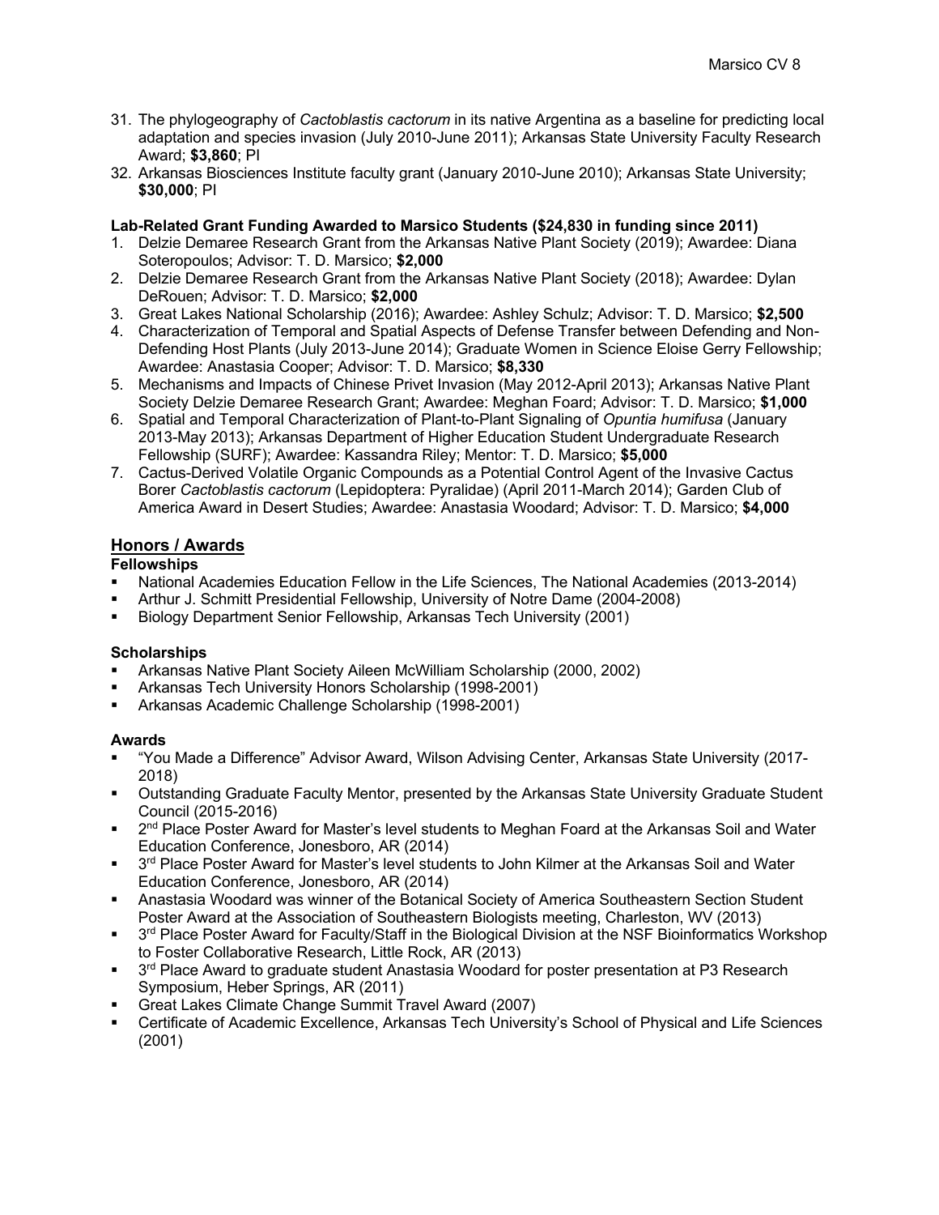31. The phylogeography of *Cactoblastis cactorum* in its native Argentina as a baseline for predicting local adaptation and species invasion (July 2010-June 2011); Arkansas State University Faculty Research Award; **$3,860**; PI
32. Arkansas Biosciences Institute faculty grant (January 2010-June 2010); Arkansas State University; **$30,000**; PI

**Lab-Related Grant Funding Awarded to Marsico Students ($24,830 in funding since 2011)**

1. Delzie Demaree Research Grant from the Arkansas Native Plant Society (2019); Awardee: Diana Soteropoulos; Advisor: T. D. Marsico; **$2,000**
2. Delzie Demaree Research Grant from the Arkansas Native Plant Society (2018); Awardee: Dylan DeRouen; Advisor: T. D. Marsico; **$2,000**
3. Great Lakes National Scholarship (2016); Awardee: Ashley Schulz; Advisor: T. D. Marsico; **$2,500**
4. Characterization of Temporal and Spatial Aspects of Defense Transfer between Defending and Non-Defending Host Plants (July 2013-June 2014); Graduate Women in Science Eloise Gerry Fellowship; Awardee: Anastasia Cooper; Advisor: T. D. Marsico; **$8,330**
5. Mechanisms and Impacts of Chinese Privet Invasion (May 2012-April 2013); Arkansas Native Plant Society Delzie Demaree Research Grant; Awardee: Meghan Foard; Advisor: T. D. Marsico; **$1,000**
6. Spatial and Temporal Characterization of Plant-to-Plant Signaling of *Opuntia humifusa* (January 2013-May 2013); Arkansas Department of Higher Education Student Undergraduate Research Fellowship (SURF); Awardee: Kassandra Riley; Mentor: T. D. Marsico; **$5,000**
7. Cactus-Derived Volatile Organic Compounds as a Potential Control Agent of the Invasive Cactus Borer *Cactoblastis cactorum* (Lepidoptera: Pyralidae) (April 2011-March 2014); Garden Club of America Award in Desert Studies; Awardee: Anastasia Woodard; Advisor: T. D. Marsico; **$4,000**

## Honors / Awards

### Fellowships

- National Academies Education Fellow in the Life Sciences, The National Academies (2013-2014)
- Arthur J. Schmitt Presidential Fellowship, University of Notre Dame (2004-2008)
- Biology Department Senior Fellowship, Arkansas Tech University (2001)

### Scholarships

- Arkansas Native Plant Society Aileen McWilliam Scholarship (2000, 2002)
- Arkansas Tech University Honors Scholarship (1998-2001)
- Arkansas Academic Challenge Scholarship (1998-2001)

### Awards

- "You Made a Difference" Advisor Award, Wilson Advising Center, Arkansas State University (2017-2018)
- Outstanding Graduate Faculty Mentor, presented by the Arkansas State University Graduate Student Council (2015-2016)
- 2nd Place Poster Award for Master's level students to Meghan Foard at the Arkansas Soil and Water Education Conference, Jonesboro, AR (2014)
- 3rd Place Poster Award for Master's level students to John Kilmer at the Arkansas Soil and Water Education Conference, Jonesboro, AR (2014)
- Anastasia Woodard was winner of the Botanical Society of America Southeastern Section Student Poster Award at the Association of Southeastern Biologists meeting, Charleston, WV (2013)
- 3rd Place Poster Award for Faculty/Staff in the Biological Division at the NSF Bioinformatics Workshop to Foster Collaborative Research, Little Rock, AR (2013)
- 3rd Place Award to graduate student Anastasia Woodard for poster presentation at P3 Research Symposium, Heber Springs, AR (2011)
- Great Lakes Climate Change Summit Travel Award (2007)
- Certificate of Academic Excellence, Arkansas Tech University's School of Physical and Life Sciences (2001)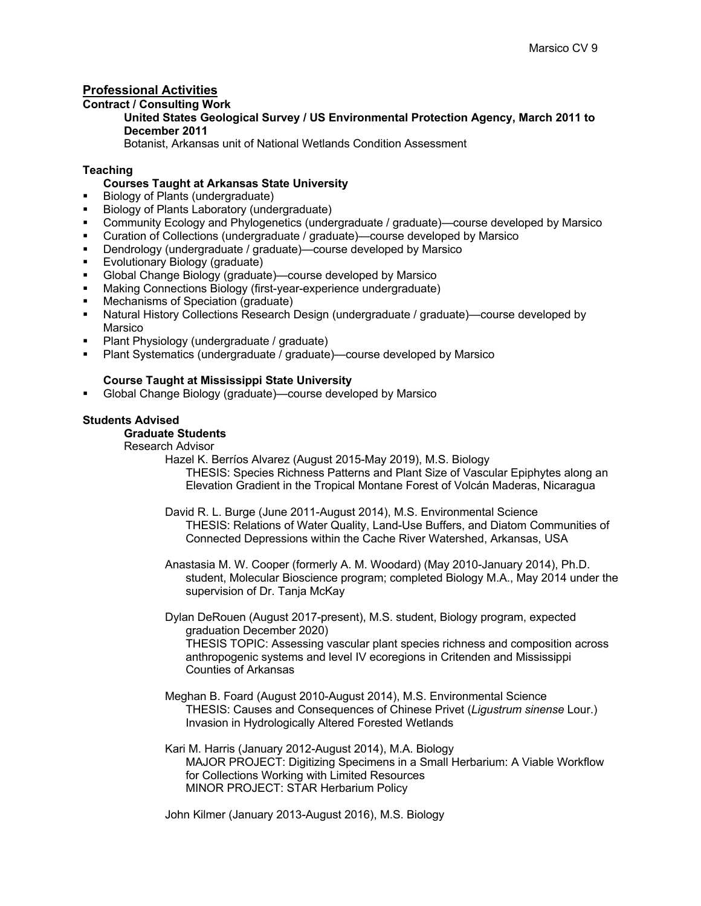## Professional Activities

### Contract / Consulting Work

**United States Geological Survey / US Environmental Protection Agency, March 2011 to December 2011**

Botanist, Arkansas unit of National Wetlands Condition Assessment

### Teaching

**Courses Taught at Arkansas State University**

- Biology of Plants (undergraduate)
- Biology of Plants Laboratory (undergraduate)
- Community Ecology and Phylogenetics (undergraduate / graduate)—course developed by Marsico
- Curation of Collections (undergraduate / graduate)—course developed by Marsico
- Dendrology (undergraduate / graduate)—course developed by Marsico
- Evolutionary Biology (graduate)
- Global Change Biology (graduate)—course developed by Marsico
- Making Connections Biology (first-year-experience undergraduate)
- Mechanisms of Speciation (graduate)
- Natural History Collections Research Design (undergraduate / graduate)—course developed by Marsico
- Plant Physiology (undergraduate / graduate)
- Plant Systematics (undergraduate / graduate)—course developed by Marsico

**Course Taught at Mississippi State University**

- Global Change Biology (graduate)—course developed by Marsico

### Students Advised

**Graduate Students**

Research Advisor

Hazel K. Berríos Alvarez (August 2015-May 2019), M.S. Biology
THESIS: Species Richness Patterns and Plant Size of Vascular Epiphytes along an Elevation Gradient in the Tropical Montane Forest of Volcán Maderas, Nicaragua

David R. L. Burge (June 2011-August 2014), M.S. Environmental Science
THESIS: Relations of Water Quality, Land-Use Buffers, and Diatom Communities of Connected Depressions within the Cache River Watershed, Arkansas, USA

Anastasia M. W. Cooper (formerly A. M. Woodard) (May 2010-January 2014), Ph.D. student, Molecular Bioscience program; completed Biology M.A., May 2014 under the supervision of Dr. Tanja McKay

Dylan DeRouen (August 2017-present), M.S. student, Biology program, expected graduation December 2020)
THESIS TOPIC: Assessing vascular plant species richness and composition across anthropogenic systems and level IV ecoregions in Critenden and Mississippi Counties of Arkansas

Meghan B. Foard (August 2010-August 2014), M.S. Environmental Science
THESIS: Causes and Consequences of Chinese Privet (*Ligustrum sinense* Lour.) Invasion in Hydrologically Altered Forested Wetlands

Kari M. Harris (January 2012-August 2014), M.A. Biology
MAJOR PROJECT: Digitizing Specimens in a Small Herbarium: A Viable Workflow for Collections Working with Limited Resources
MINOR PROJECT: STAR Herbarium Policy

John Kilmer (January 2013-August 2016), M.S. Biology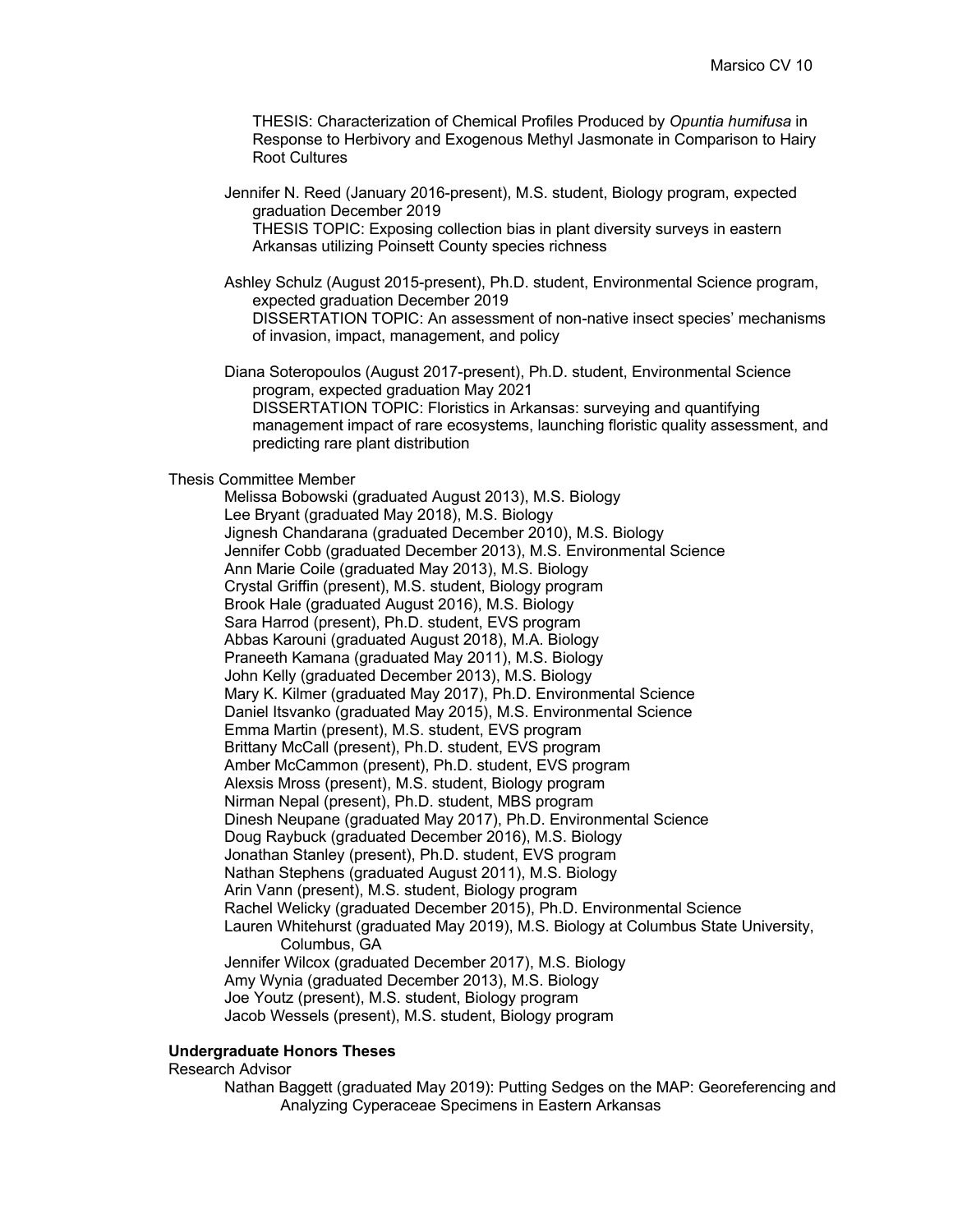THESIS: Characterization of Chemical Profiles Produced by *Opuntia humifusa* in Response to Herbivory and Exogenous Methyl Jasmonate in Comparison to Hairy Root Cultures

Jennifer N. Reed (January 2016-present), M.S. student, Biology program, expected graduation December 2019
THESIS TOPIC: Exposing collection bias in plant diversity surveys in eastern Arkansas utilizing Poinsett County species richness

Ashley Schulz (August 2015-present), Ph.D. student, Environmental Science program, expected graduation December 2019
DISSERTATION TOPIC: An assessment of non-native insect species' mechanisms of invasion, impact, management, and policy

Diana Soteropoulos (August 2017-present), Ph.D. student, Environmental Science program, expected graduation May 2021
DISSERTATION TOPIC: Floristics in Arkansas: surveying and quantifying management impact of rare ecosystems, launching floristic quality assessment, and predicting rare plant distribution

Thesis Committee Member

Melissa Bobowski (graduated August 2013), M.S. Biology
Lee Bryant (graduated May 2018), M.S. Biology
Jignesh Chandarana (graduated December 2010), M.S. Biology
Jennifer Cobb (graduated December 2013), M.S. Environmental Science
Ann Marie Coile (graduated May 2013), M.S. Biology
Crystal Griffin (present), M.S. student, Biology program
Brook Hale (graduated August 2016), M.S. Biology
Sara Harrod (present), Ph.D. student, EVS program
Abbas Karouni (graduated August 2018), M.A. Biology
Praneeth Kamana (graduated May 2011), M.S. Biology
John Kelly (graduated December 2013), M.S. Biology
Mary K. Kilmer (graduated May 2017), Ph.D. Environmental Science
Daniel Itsvanko (graduated May 2015), M.S. Environmental Science
Emma Martin (present), M.S. student, EVS program
Brittany McCall (present), Ph.D. student, EVS program
Amber McCammon (present), Ph.D. student, EVS program
Alexsis Mross (present), M.S. student, Biology program
Nirman Nepal (present), Ph.D. student, MBS program
Dinesh Neupane (graduated May 2017), Ph.D. Environmental Science
Doug Raybuck (graduated December 2016), M.S. Biology
Jonathan Stanley (present), Ph.D. student, EVS program
Nathan Stephens (graduated August 2011), M.S. Biology
Arin Vann (present), M.S. student, Biology program
Rachel Welicky (graduated December 2015), Ph.D. Environmental Science
Lauren Whitehurst (graduated May 2019), M.S. Biology at Columbus State University, Columbus, GA
Jennifer Wilcox (graduated December 2017), M.S. Biology
Amy Wynia (graduated December 2013), M.S. Biology
Joe Youtz (present), M.S. student, Biology program
Jacob Wessels (present), M.S. student, Biology program

**Undergraduate Honors Theses**

Research Advisor

Nathan Baggett (graduated May 2019): Putting Sedges on the MAP: Georeferencing and Analyzing Cyperaceae Specimens in Eastern Arkansas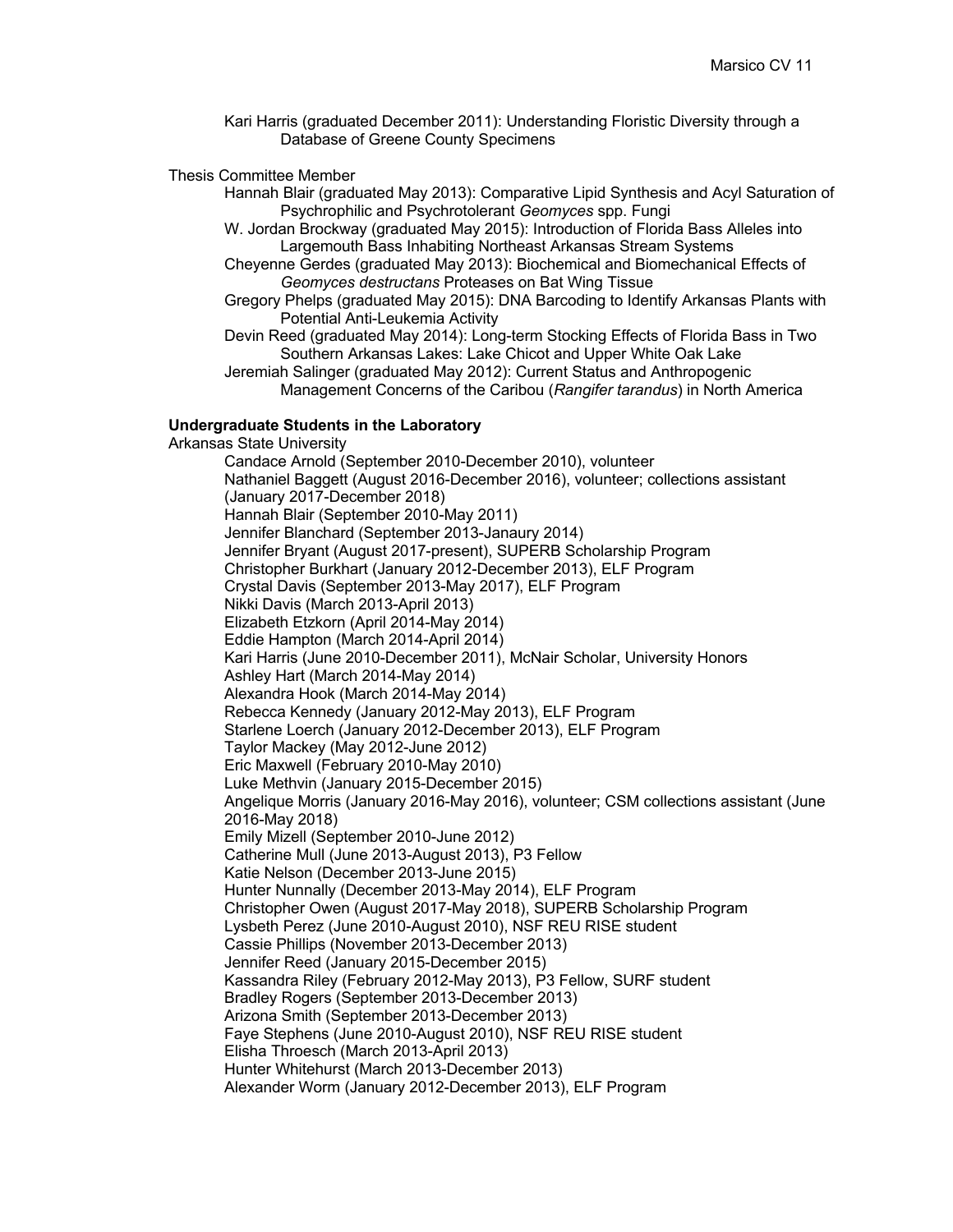Kari Harris (graduated December 2011): Understanding Floristic Diversity through a Database of Greene County Specimens

Thesis Committee Member

Hannah Blair (graduated May 2013): Comparative Lipid Synthesis and Acyl Saturation of Psychrophilic and Psychrotolerant *Geomyces* spp. Fungi

W. Jordan Brockway (graduated May 2015): Introduction of Florida Bass Alleles into Largemouth Bass Inhabiting Northeast Arkansas Stream Systems

Cheyenne Gerdes (graduated May 2013): Biochemical and Biomechanical Effects of *Geomyces destructans* Proteases on Bat Wing Tissue

Gregory Phelps (graduated May 2015): DNA Barcoding to Identify Arkansas Plants with Potential Anti-Leukemia Activity

Devin Reed (graduated May 2014): Long-term Stocking Effects of Florida Bass in Two Southern Arkansas Lakes: Lake Chicot and Upper White Oak Lake

Jeremiah Salinger (graduated May 2012): Current Status and Anthropogenic Management Concerns of the Caribou (*Rangifer tarandus*) in North America

**Undergraduate Students in the Laboratory**

Arkansas State University

Candace Arnold (September 2010-December 2010), volunteer
Nathaniel Baggett (August 2016-December 2016), volunteer; collections assistant (January 2017-December 2018)
Hannah Blair (September 2010-May 2011)
Jennifer Blanchard (September 2013-Janaury 2014)
Jennifer Bryant (August 2017-present), SUPERB Scholarship Program
Christopher Burkhart (January 2012-December 2013), ELF Program
Crystal Davis (September 2013-May 2017), ELF Program
Nikki Davis (March 2013-April 2013)
Elizabeth Etzkorn (April 2014-May 2014)
Eddie Hampton (March 2014-April 2014)
Kari Harris (June 2010-December 2011), McNair Scholar, University Honors
Ashley Hart (March 2014-May 2014)
Alexandra Hook (March 2014-May 2014)
Rebecca Kennedy (January 2012-May 2013), ELF Program
Starlene Loerch (January 2012-December 2013), ELF Program
Taylor Mackey (May 2012-June 2012)
Eric Maxwell (February 2010-May 2010)
Luke Methvin (January 2015-December 2015)
Angelique Morris (January 2016-May 2016), volunteer; CSM collections assistant (June 2016-May 2018)
Emily Mizell (September 2010-June 2012)
Catherine Mull (June 2013-August 2013), P3 Fellow
Katie Nelson (December 2013-June 2015)
Hunter Nunnally (December 2013-May 2014), ELF Program
Christopher Owen (August 2017-May 2018), SUPERB Scholarship Program
Lysbeth Perez (June 2010-August 2010), NSF REU RISE student
Cassie Phillips (November 2013-December 2013)
Jennifer Reed (January 2015-December 2015)
Kassandra Riley (February 2012-May 2013), P3 Fellow, SURF student
Bradley Rogers (September 2013-December 2013)
Arizona Smith (September 2013-December 2013)
Faye Stephens (June 2010-August 2010), NSF REU RISE student
Elisha Throesch (March 2013-April 2013)
Hunter Whitehurst (March 2013-December 2013)
Alexander Worm (January 2012-December 2013), ELF Program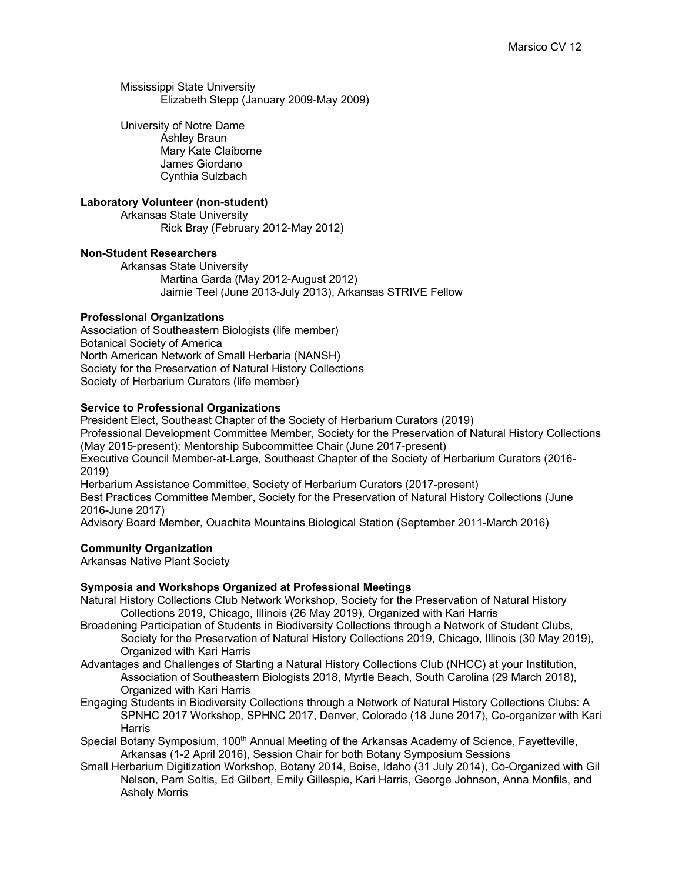Mississippi State University

Elizabeth Stepp (January 2009-May 2009)

University of Notre Dame

Ashley Braun
Mary Kate Claiborne
James Giordano
Cynthia Sulzbach

**Laboratory Volunteer (non-student)**

Arkansas State University

Rick Bray (February 2012-May 2012)

**Non-Student Researchers**

Arkansas State University

Martina Garda (May 2012-August 2012)
Jaimie Teel (June 2013-July 2013), Arkansas STRIVE Fellow

**Professional Organizations**

Association of Southeastern Biologists (life member)
Botanical Society of America
North American Network of Small Herbaria (NANSH)
Society for the Preservation of Natural History Collections
Society of Herbarium Curators (life member)

**Service to Professional Organizations**

President Elect, Southeast Chapter of the Society of Herbarium Curators (2019)
Professional Development Committee Member, Society for the Preservation of Natural History Collections (May 2015-present); Mentorship Subcommittee Chair (June 2017-present)
Executive Council Member-at-Large, Southeast Chapter of the Society of Herbarium Curators (2016-2019)
Herbarium Assistance Committee, Society of Herbarium Curators (2017-present)
Best Practices Committee Member, Society for the Preservation of Natural History Collections (June 2016-June 2017)
Advisory Board Member, Ouachita Mountains Biological Station (September 2011-March 2016)

**Community Organization**

Arkansas Native Plant Society

**Symposia and Workshops Organized at Professional Meetings**

Natural History Collections Club Network Workshop, Society for the Preservation of Natural History Collections 2019, Chicago, Illinois (26 May 2019), Organized with Kari Harris

Broadening Participation of Students in Biodiversity Collections through a Network of Student Clubs, Society for the Preservation of Natural History Collections 2019, Chicago, Illinois (30 May 2019), Organized with Kari Harris

Advantages and Challenges of Starting a Natural History Collections Club (NHCC) at your Institution, Association of Southeastern Biologists 2018, Myrtle Beach, South Carolina (29 March 2018), Organized with Kari Harris

Engaging Students in Biodiversity Collections through a Network of Natural History Collections Clubs: A SPNHC 2017 Workshop, SPHNC 2017, Denver, Colorado (18 June 2017), Co-organizer with Kari Harris

Special Botany Symposium, 100th Annual Meeting of the Arkansas Academy of Science, Fayetteville, Arkansas (1-2 April 2016), Session Chair for both Botany Symposium Sessions

Small Herbarium Digitization Workshop, Botany 2014, Boise, Idaho (31 July 2014), Co-Organized with Gil Nelson, Pam Soltis, Ed Gilbert, Emily Gillespie, Kari Harris, George Johnson, Anna Monfils, and Ashely Morris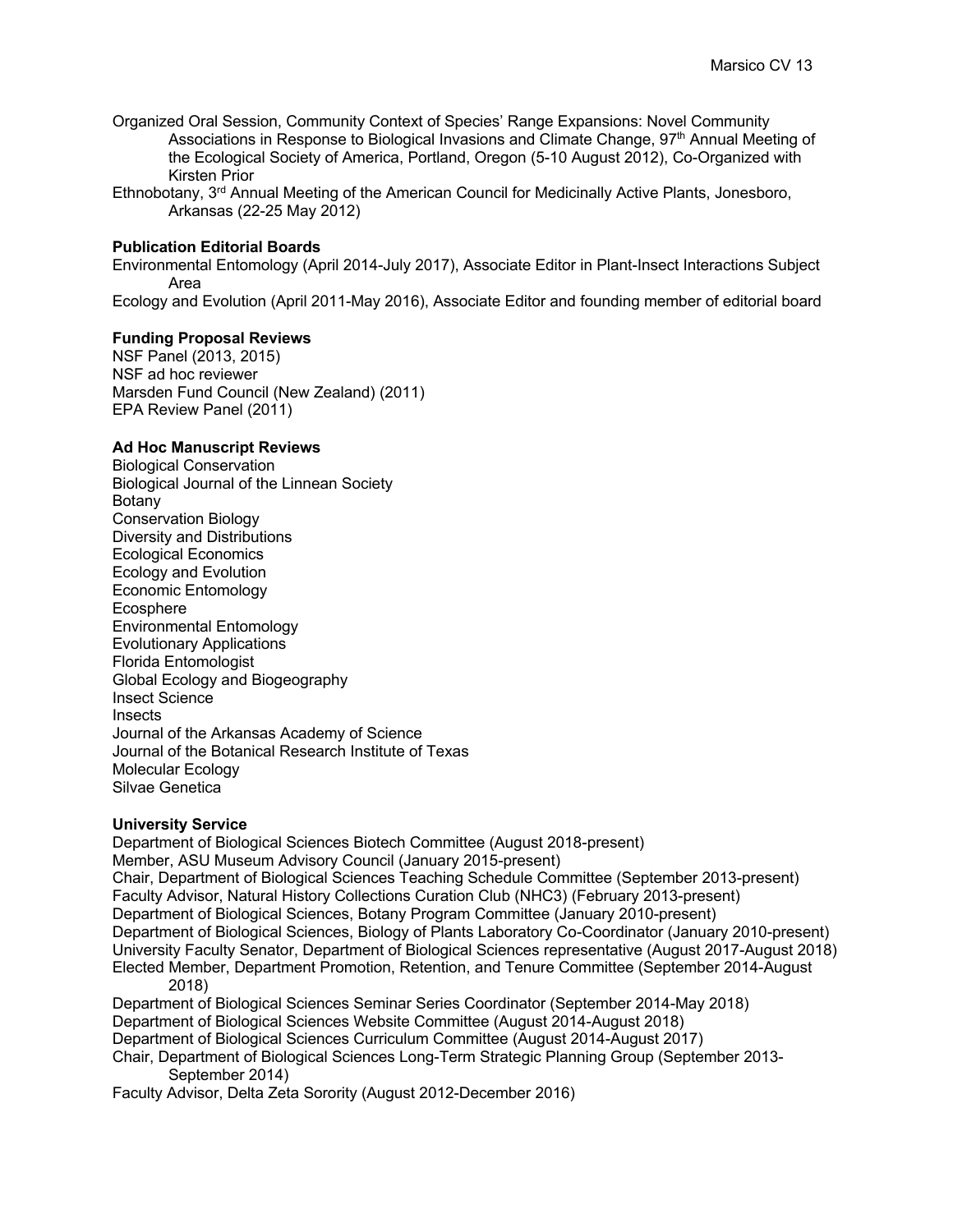Organized Oral Session, Community Context of Species' Range Expansions: Novel Community Associations in Response to Biological Invasions and Climate Change, 97th Annual Meeting of the Ecological Society of America, Portland, Oregon (5-10 August 2012), Co-Organized with Kirsten Prior

Ethnobotany, 3rd Annual Meeting of the American Council for Medicinally Active Plants, Jonesboro, Arkansas (22-25 May 2012)

**Publication Editorial Boards**

Environmental Entomology (April 2014-July 2017), Associate Editor in Plant-Insect Interactions Subject Area

Ecology and Evolution (April 2011-May 2016), Associate Editor and founding member of editorial board

**Funding Proposal Reviews**

NSF Panel (2013, 2015)
NSF ad hoc reviewer
Marsden Fund Council (New Zealand) (2011)
EPA Review Panel (2011)

**Ad Hoc Manuscript Reviews**

Biological Conservation
Biological Journal of the Linnean Society
Botany
Conservation Biology
Diversity and Distributions
Ecological Economics
Ecology and Evolution
Economic Entomology
Ecosphere
Environmental Entomology
Evolutionary Applications
Florida Entomologist
Global Ecology and Biogeography
Insect Science
Insects
Journal of the Arkansas Academy of Science
Journal of the Botanical Research Institute of Texas
Molecular Ecology
Silvae Genetica

**University Service**

Department of Biological Sciences Biotech Committee (August 2018-present)

Member, ASU Museum Advisory Council (January 2015-present)

Chair, Department of Biological Sciences Teaching Schedule Committee (September 2013-present)

Faculty Advisor, Natural History Collections Curation Club (NHC3) (February 2013-present)

Department of Biological Sciences, Botany Program Committee (January 2010-present)

Department of Biological Sciences, Biology of Plants Laboratory Co-Coordinator (January 2010-present)

University Faculty Senator, Department of Biological Sciences representative (August 2017-August 2018)

Elected Member, Department Promotion, Retention, and Tenure Committee (September 2014-August 2018)

Department of Biological Sciences Seminar Series Coordinator (September 2014-May 2018)

Department of Biological Sciences Website Committee (August 2014-August 2018)

Department of Biological Sciences Curriculum Committee (August 2014-August 2017)

Chair, Department of Biological Sciences Long-Term Strategic Planning Group (September 2013-September 2014)

Faculty Advisor, Delta Zeta Sorority (August 2012-December 2016)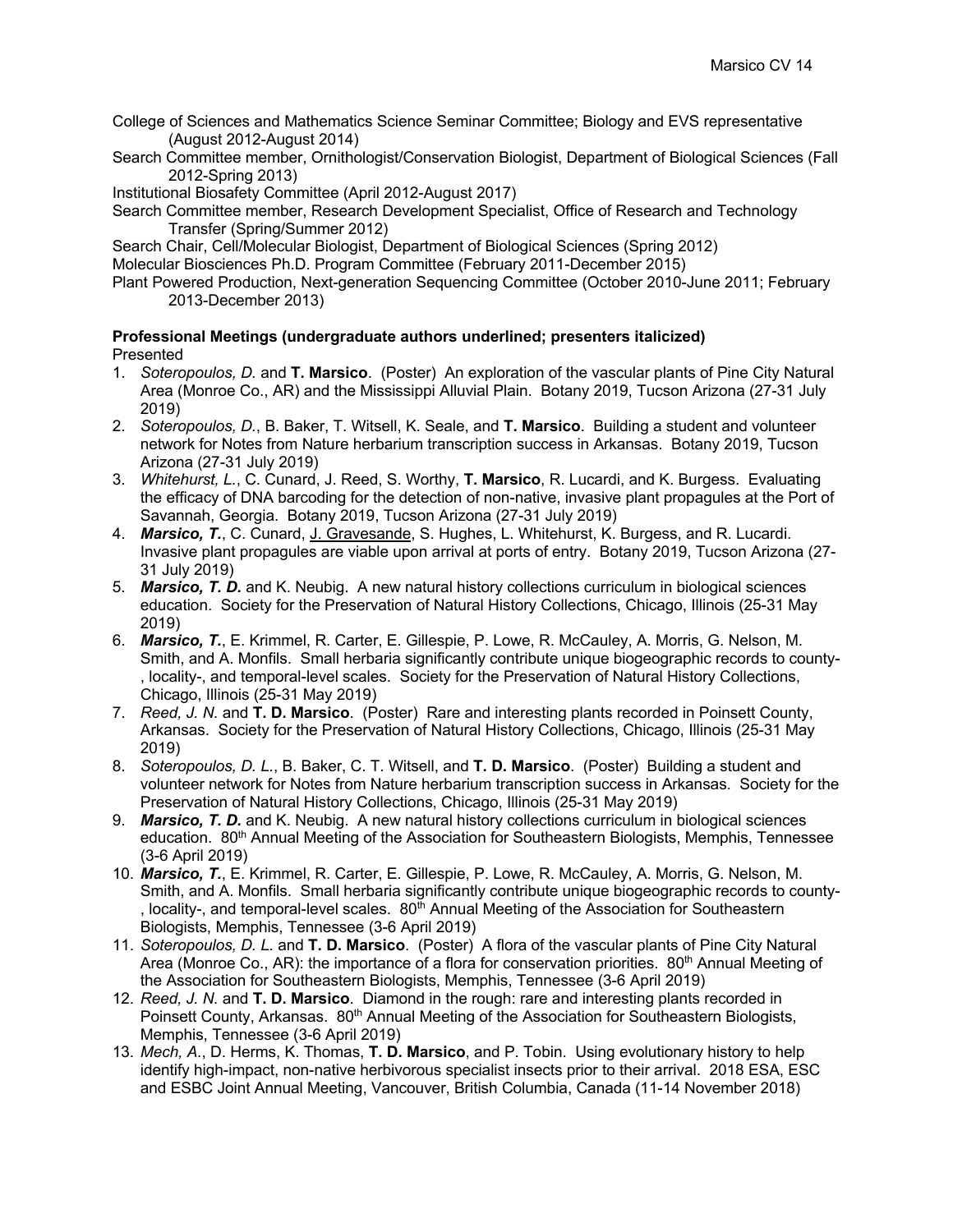College of Sciences and Mathematics Science Seminar Committee; Biology and EVS representative (August 2012-August 2014)

Search Committee member, Ornithologist/Conservation Biologist, Department of Biological Sciences (Fall 2012-Spring 2013)

Institutional Biosafety Committee (April 2012-August 2017)

Search Committee member, Research Development Specialist, Office of Research and Technology Transfer (Spring/Summer 2012)

Search Chair, Cell/Molecular Biologist, Department of Biological Sciences (Spring 2012)

Molecular Biosciences Ph.D. Program Committee (February 2011-December 2015)

Plant Powered Production, Next-generation Sequencing Committee (October 2010-June 2011; February 2013-December 2013)

**Professional Meetings (undergraduate authors underlined; presenters italicized)**

Presented

1. *Soteropoulos, D.* and **T. Marsico**. (Poster) An exploration of the vascular plants of Pine City Natural Area (Monroe Co., AR) and the Mississippi Alluvial Plain. Botany 2019, Tucson Arizona (27-31 July 2019)
2. *Soteropoulos, D.*, B. Baker, T. Witsell, K. Seale, and **T. Marsico**. Building a student and volunteer network for Notes from Nature herbarium transcription success in Arkansas. Botany 2019, Tucson Arizona (27-31 July 2019)
3. *Whitehurst, L.*, C. Cunard, J. Reed, S. Worthy, **T. Marsico**, R. Lucardi, and K. Burgess. Evaluating the efficacy of DNA barcoding for the detection of non-native, invasive plant propagules at the Port of Savannah, Georgia. Botany 2019, Tucson Arizona (27-31 July 2019)
4. ***Marsico, T.***, C. Cunard, <u>J. Gravesande</u>, S. Hughes, L. Whitehurst, K. Burgess, and R. Lucardi. Invasive plant propagules are viable upon arrival at ports of entry. Botany 2019, Tucson Arizona (27-31 July 2019)
5. ***Marsico, T. D.*** and K. Neubig. A new natural history collections curriculum in biological sciences education. Society for the Preservation of Natural History Collections, Chicago, Illinois (25-31 May 2019)
6. ***Marsico, T.***, E. Krimmel, R. Carter, E. Gillespie, P. Lowe, R. McCauley, A. Morris, G. Nelson, M. Smith, and A. Monfils. Small herbaria significantly contribute unique biogeographic records to county-, locality-, and temporal-level scales. Society for the Preservation of Natural History Collections, Chicago, Illinois (25-31 May 2019)
7. *Reed, J. N.* and **T. D. Marsico**. (Poster) Rare and interesting plants recorded in Poinsett County, Arkansas. Society for the Preservation of Natural History Collections, Chicago, Illinois (25-31 May 2019)
8. *Soteropoulos, D. L.*, B. Baker, C. T. Witsell, and **T. D. Marsico**. (Poster) Building a student and volunteer network for Notes from Nature herbarium transcription success in Arkansas. Society for the Preservation of Natural History Collections, Chicago, Illinois (25-31 May 2019)
9. ***Marsico, T. D.*** and K. Neubig. A new natural history collections curriculum in biological sciences education. 80th Annual Meeting of the Association for Southeastern Biologists, Memphis, Tennessee (3-6 April 2019)
10. ***Marsico, T.***, E. Krimmel, R. Carter, E. Gillespie, P. Lowe, R. McCauley, A. Morris, G. Nelson, M. Smith, and A. Monfils. Small herbaria significantly contribute unique biogeographic records to county-, locality-, and temporal-level scales. 80th Annual Meeting of the Association for Southeastern Biologists, Memphis, Tennessee (3-6 April 2019)
11. *Soteropoulos, D. L.* and **T. D. Marsico**. (Poster) A flora of the vascular plants of Pine City Natural Area (Monroe Co., AR): the importance of a flora for conservation priorities. 80th Annual Meeting of the Association for Southeastern Biologists, Memphis, Tennessee (3-6 April 2019)
12. *Reed, J. N.* and **T. D. Marsico**. Diamond in the rough: rare and interesting plants recorded in Poinsett County, Arkansas. 80th Annual Meeting of the Association for Southeastern Biologists, Memphis, Tennessee (3-6 April 2019)
13. *Mech, A.*, D. Herms, K. Thomas, **T. D. Marsico**, and P. Tobin. Using evolutionary history to help identify high-impact, non-native herbivorous specialist insects prior to their arrival. 2018 ESA, ESC and ESBC Joint Annual Meeting, Vancouver, British Columbia, Canada (11-14 November 2018)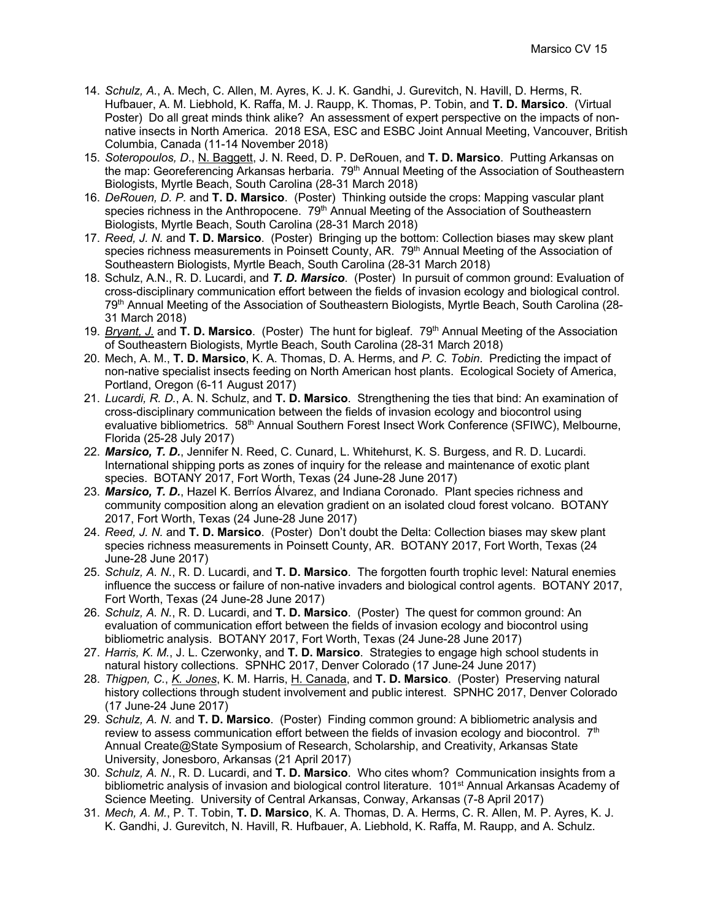14. *Schulz, A.*, A. Mech, C. Allen, M. Ayres, K. J. K. Gandhi, J. Gurevitch, N. Havill, D. Herms, R. Hufbauer, A. M. Liebhold, K. Raffa, M. J. Raupp, K. Thomas, P. Tobin, and **T. D. Marsico**. (Virtual Poster) Do all great minds think alike? An assessment of expert perspective on the impacts of non-native insects in North America. 2018 ESA, ESC and ESBC Joint Annual Meeting, Vancouver, British Columbia, Canada (11-14 November 2018)
15. *Soteropoulos, D.*, N. Baggett, J. N. Reed, D. P. DeRouen, and **T. D. Marsico**. Putting Arkansas on the map: Georeferencing Arkansas herbaria. 79th Annual Meeting of the Association of Southeastern Biologists, Myrtle Beach, South Carolina (28-31 March 2018)
16. *DeRouen, D. P.* and **T. D. Marsico**. (Poster) Thinking outside the crops: Mapping vascular plant species richness in the Anthropocene. 79th Annual Meeting of the Association of Southeastern Biologists, Myrtle Beach, South Carolina (28-31 March 2018)
17. *Reed, J. N.* and **T. D. Marsico**. (Poster) Bringing up the bottom: Collection biases may skew plant species richness measurements in Poinsett County, AR. 79th Annual Meeting of the Association of Southeastern Biologists, Myrtle Beach, South Carolina (28-31 March 2018)
18. Schulz, A.N., R. D. Lucardi, and ***T. D. Marsico***. (Poster) In pursuit of common ground: Evaluation of cross-disciplinary communication effort between the fields of invasion ecology and biological control. 79th Annual Meeting of the Association of Southeastern Biologists, Myrtle Beach, South Carolina (28-31 March 2018)
19. *Bryant, J.* and **T. D. Marsico**. (Poster) The hunt for bigleaf. 79th Annual Meeting of the Association of Southeastern Biologists, Myrtle Beach, South Carolina (28-31 March 2018)
20. Mech, A. M., **T. D. Marsico**, K. A. Thomas, D. A. Herms, and *P. C. Tobin*. Predicting the impact of non-native specialist insects feeding on North American host plants. Ecological Society of America, Portland, Oregon (6-11 August 2017)
21. *Lucardi, R. D.*, A. N. Schulz, and **T. D. Marsico**. Strengthening the ties that bind: An examination of cross-disciplinary communication between the fields of invasion ecology and biocontrol using evaluative bibliometrics. 58th Annual Southern Forest Insect Work Conference (SFIWC), Melbourne, Florida (25-28 July 2017)
22. ***Marsico, T. D.***, Jennifer N. Reed, C. Cunard, L. Whitehurst, K. S. Burgess, and R. D. Lucardi. International shipping ports as zones of inquiry for the release and maintenance of exotic plant species. BOTANY 2017, Fort Worth, Texas (24 June-28 June 2017)
23. ***Marsico, T. D.***, Hazel K. Berríos Álvarez, and Indiana Coronado. Plant species richness and community composition along an elevation gradient on an isolated cloud forest volcano. BOTANY 2017, Fort Worth, Texas (24 June-28 June 2017)
24. *Reed, J. N.* and **T. D. Marsico**. (Poster) Don't doubt the Delta: Collection biases may skew plant species richness measurements in Poinsett County, AR. BOTANY 2017, Fort Worth, Texas (24 June-28 June 2017)
25. *Schulz, A. N.*, R. D. Lucardi, and **T. D. Marsico**. The forgotten fourth trophic level: Natural enemies influence the success or failure of non-native invaders and biological control agents. BOTANY 2017, Fort Worth, Texas (24 June-28 June 2017)
26. *Schulz, A. N.*, R. D. Lucardi, and **T. D. Marsico**. (Poster) The quest for common ground: An evaluation of communication effort between the fields of invasion ecology and biocontrol using bibliometric analysis. BOTANY 2017, Fort Worth, Texas (24 June-28 June 2017)
27. *Harris, K. M.*, J. L. Czerwonky, and **T. D. Marsico**. Strategies to engage high school students in natural history collections. SPNHC 2017, Denver Colorado (17 June-24 June 2017)
28. *Thigpen, C.*, *K. Jones*, K. M. Harris, H. Canada, and **T. D. Marsico**. (Poster) Preserving natural history collections through student involvement and public interest. SPNHC 2017, Denver Colorado (17 June-24 June 2017)
29. *Schulz, A. N.* and **T. D. Marsico**. (Poster) Finding common ground: A bibliometric analysis and review to assess communication effort between the fields of invasion ecology and biocontrol. 7th Annual Create@State Symposium of Research, Scholarship, and Creativity, Arkansas State University, Jonesboro, Arkansas (21 April 2017)
30. *Schulz, A. N.*, R. D. Lucardi, and **T. D. Marsico**. Who cites whom? Communication insights from a bibliometric analysis of invasion and biological control literature. 101st Annual Arkansas Academy of Science Meeting. University of Central Arkansas, Conway, Arkansas (7-8 April 2017)
31. *Mech, A. M.*, P. T. Tobin, **T. D. Marsico**, K. A. Thomas, D. A. Herms, C. R. Allen, M. P. Ayres, K. J. K. Gandhi, J. Gurevitch, N. Havill, R. Hufbauer, A. Liebhold, K. Raffa, M. Raupp, and A. Schulz.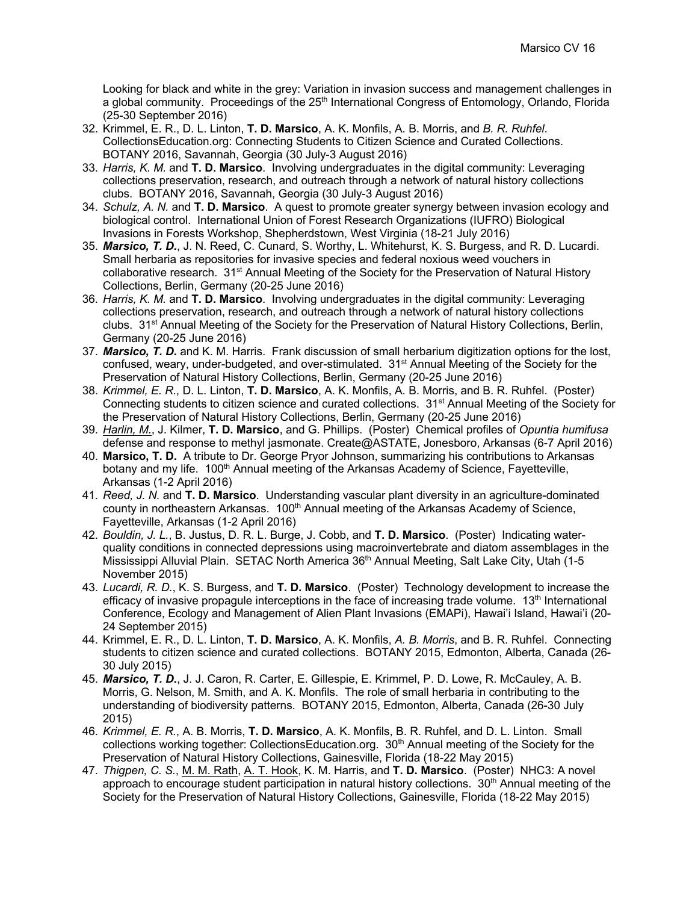Looking for black and white in the grey: Variation in invasion success and management challenges in a global community. Proceedings of the 25th International Congress of Entomology, Orlando, Florida (25-30 September 2016)

32. Krimmel, E. R., D. L. Linton, **T. D. Marsico**, A. K. Monfils, A. B. Morris, and *B. R. Ruhfel*. CollectionsEducation.org: Connecting Students to Citizen Science and Curated Collections. BOTANY 2016, Savannah, Georgia (30 July-3 August 2016)
33. *Harris, K. M.* and **T. D. Marsico**. Involving undergraduates in the digital community: Leveraging collections preservation, research, and outreach through a network of natural history collections clubs. BOTANY 2016, Savannah, Georgia (30 July-3 August 2016)
34. *Schulz, A. N.* and **T. D. Marsico**. A quest to promote greater synergy between invasion ecology and biological control. International Union of Forest Research Organizations (IUFRO) Biological Invasions in Forests Workshop, Shepherdstown, West Virginia (18-21 July 2016)
35. ***Marsico, T. D.***, J. N. Reed, C. Cunard, S. Worthy, L. Whitehurst, K. S. Burgess, and R. D. Lucardi. Small herbaria as repositories for invasive species and federal noxious weed vouchers in collaborative research. 31st Annual Meeting of the Society for the Preservation of Natural History Collections, Berlin, Germany (20-25 June 2016)
36. *Harris, K. M.* and **T. D. Marsico**. Involving undergraduates in the digital community: Leveraging collections preservation, research, and outreach through a network of natural history collections clubs. 31st Annual Meeting of the Society for the Preservation of Natural History Collections, Berlin, Germany (20-25 June 2016)
37. ***Marsico, T. D.*** and K. M. Harris. Frank discussion of small herbarium digitization options for the lost, confused, weary, under-budgeted, and over-stimulated. 31st Annual Meeting of the Society for the Preservation of Natural History Collections, Berlin, Germany (20-25 June 2016)
38. *Krimmel, E. R.*, D. L. Linton, **T. D. Marsico**, A. K. Monfils, A. B. Morris, and B. R. Ruhfel. (Poster) Connecting students to citizen science and curated collections. 31st Annual Meeting of the Society for the Preservation of Natural History Collections, Berlin, Germany (20-25 June 2016)
39. <u>*Harlin, M.*</u>, J. Kilmer, **T. D. Marsico**, and G. Phillips. (Poster) Chemical profiles of *Opuntia humifusa* defense and response to methyl jasmonate. Create@ASTATE, Jonesboro, Arkansas (6-7 April 2016)
40. **Marsico, T. D.** A tribute to Dr. George Pryor Johnson, summarizing his contributions to Arkansas botany and my life. 100th Annual meeting of the Arkansas Academy of Science, Fayetteville, Arkansas (1-2 April 2016)
41. *Reed, J. N.* and **T. D. Marsico**. Understanding vascular plant diversity in an agriculture-dominated county in northeastern Arkansas. 100th Annual meeting of the Arkansas Academy of Science, Fayetteville, Arkansas (1-2 April 2016)
42. *Bouldin, J. L.*, B. Justus, D. R. L. Burge, J. Cobb, and **T. D. Marsico**. (Poster) Indicating water-quality conditions in connected depressions using macroinvertebrate and diatom assemblages in the Mississippi Alluvial Plain. SETAC North America 36th Annual Meeting, Salt Lake City, Utah (1-5 November 2015)
43. *Lucardi, R. D.*, K. S. Burgess, and **T. D. Marsico**. (Poster) Technology development to increase the efficacy of invasive propagule interceptions in the face of increasing trade volume. 13th International Conference, Ecology and Management of Alien Plant Invasions (EMAPi), Hawai'i Island, Hawai'i (20-24 September 2015)
44. Krimmel, E. R., D. L. Linton, **T. D. Marsico**, A. K. Monfils, *A. B. Morris*, and B. R. Ruhfel. Connecting students to citizen science and curated collections. BOTANY 2015, Edmonton, Alberta, Canada (26-30 July 2015)
45. ***Marsico, T. D.***, J. J. Caron, R. Carter, E. Gillespie, E. Krimmel, P. D. Lowe, R. McCauley, A. B. Morris, G. Nelson, M. Smith, and A. K. Monfils. The role of small herbaria in contributing to the understanding of biodiversity patterns. BOTANY 2015, Edmonton, Alberta, Canada (26-30 July 2015)
46. *Krimmel, E. R.*, A. B. Morris, **T. D. Marsico**, A. K. Monfils, B. R. Ruhfel, and D. L. Linton. Small collections working together: CollectionsEducation.org. 30th Annual meeting of the Society for the Preservation of Natural History Collections, Gainesville, Florida (18-22 May 2015)
47. *Thigpen, C. S.*, <u>M. M. Rath</u>, <u>A. T. Hook</u>, K. M. Harris, and **T. D. Marsico**. (Poster) NHC3: A novel approach to encourage student participation in natural history collections. 30th Annual meeting of the Society for the Preservation of Natural History Collections, Gainesville, Florida (18-22 May 2015)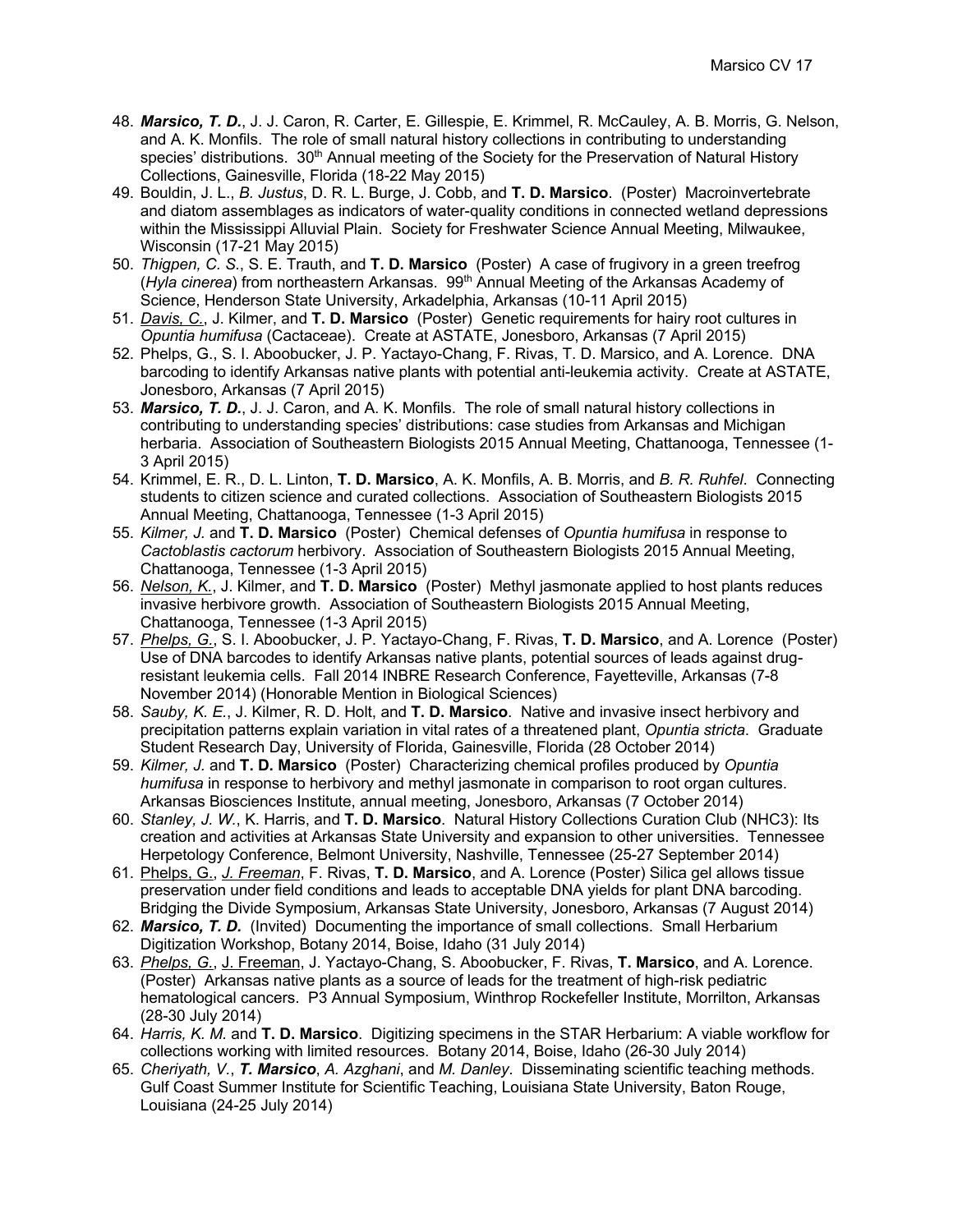48. ***Marsico, T. D.***, J. J. Caron, R. Carter, E. Gillespie, E. Krimmel, R. McCauley, A. B. Morris, G. Nelson, and A. K. Monfils. The role of small natural history collections in contributing to understanding species' distributions. 30th Annual meeting of the Society for the Preservation of Natural History Collections, Gainesville, Florida (18-22 May 2015)
49. Bouldin, J. L., *B. Justus*, D. R. L. Burge, J. Cobb, and **T. D. Marsico**. (Poster) Macroinvertebrate and diatom assemblages as indicators of water-quality conditions in connected wetland depressions within the Mississippi Alluvial Plain. Society for Freshwater Science Annual Meeting, Milwaukee, Wisconsin (17-21 May 2015)
50. *Thigpen, C. S.*, S. E. Trauth, and **T. D. Marsico** (Poster) A case of frugivory in a green treefrog (*Hyla cinerea*) from northeastern Arkansas. 99th Annual Meeting of the Arkansas Academy of Science, Henderson State University, Arkadelphia, Arkansas (10-11 April 2015)
51. <u>*Davis, C.*</u>, J. Kilmer, and **T. D. Marsico** (Poster) Genetic requirements for hairy root cultures in *Opuntia humifusa* (Cactaceae). Create at ASTATE, Jonesboro, Arkansas (7 April 2015)
52. Phelps, G., S. I. Aboobucker, J. P. Yactayo-Chang, F. Rivas, T. D. Marsico, and A. Lorence. DNA barcoding to identify Arkansas native plants with potential anti-leukemia activity. Create at ASTATE, Jonesboro, Arkansas (7 April 2015)
53. ***Marsico, T. D.***, J. J. Caron, and A. K. Monfils. The role of small natural history collections in contributing to understanding species' distributions: case studies from Arkansas and Michigan herbaria. Association of Southeastern Biologists 2015 Annual Meeting, Chattanooga, Tennessee (1-3 April 2015)
54. Krimmel, E. R., D. L. Linton, **T. D. Marsico**, A. K. Monfils, A. B. Morris, and *B. R. Ruhfel*. Connecting students to citizen science and curated collections. Association of Southeastern Biologists 2015 Annual Meeting, Chattanooga, Tennessee (1-3 April 2015)
55. *Kilmer, J.* and **T. D. Marsico** (Poster) Chemical defenses of *Opuntia humifusa* in response to *Cactoblastis cactorum* herbivory. Association of Southeastern Biologists 2015 Annual Meeting, Chattanooga, Tennessee (1-3 April 2015)
56. <u>*Nelson, K.*</u>, J. Kilmer, and **T. D. Marsico** (Poster) Methyl jasmonate applied to host plants reduces invasive herbivore growth. Association of Southeastern Biologists 2015 Annual Meeting, Chattanooga, Tennessee (1-3 April 2015)
57. <u>*Phelps, G.*</u>, S. I. Aboobucker, J. P. Yactayo-Chang, F. Rivas, **T. D. Marsico**, and A. Lorence (Poster) Use of DNA barcodes to identify Arkansas native plants, potential sources of leads against drug-resistant leukemia cells. Fall 2014 INBRE Research Conference, Fayetteville, Arkansas (7-8 November 2014) (Honorable Mention in Biological Sciences)
58. *Sauby, K. E.*, J. Kilmer, R. D. Holt, and **T. D. Marsico**. Native and invasive insect herbivory and precipitation patterns explain variation in vital rates of a threatened plant, *Opuntia stricta*. Graduate Student Research Day, University of Florida, Gainesville, Florida (28 October 2014)
59. *Kilmer, J.* and **T. D. Marsico** (Poster) Characterizing chemical profiles produced by *Opuntia humifusa* in response to herbivory and methyl jasmonate in comparison to root organ cultures. Arkansas Biosciences Institute, annual meeting, Jonesboro, Arkansas (7 October 2014)
60. *Stanley, J. W.*, K. Harris, and **T. D. Marsico**. Natural History Collections Curation Club (NHC3): Its creation and activities at Arkansas State University and expansion to other universities. Tennessee Herpetology Conference, Belmont University, Nashville, Tennessee (25-27 September 2014)
61. <u>Phelps, G.</u>, <u>*J. Freeman*</u>, F. Rivas, **T. D. Marsico**, and A. Lorence (Poster) Silica gel allows tissue preservation under field conditions and leads to acceptable DNA yields for plant DNA barcoding. Bridging the Divide Symposium, Arkansas State University, Jonesboro, Arkansas (7 August 2014)
62. ***Marsico, T. D.*** (Invited) Documenting the importance of small collections. Small Herbarium Digitization Workshop, Botany 2014, Boise, Idaho (31 July 2014)
63. <u>*Phelps, G.*</u>, <u>J. Freeman</u>, J. Yactayo-Chang, S. Aboobucker, F. Rivas, **T. Marsico**, and A. Lorence. (Poster) Arkansas native plants as a source of leads for the treatment of high-risk pediatric hematological cancers. P3 Annual Symposium, Winthrop Rockefeller Institute, Morrilton, Arkansas (28-30 July 2014)
64. *Harris, K. M.* and **T. D. Marsico**. Digitizing specimens in the STAR Herbarium: A viable workflow for collections working with limited resources. Botany 2014, Boise, Idaho (26-30 July 2014)
65. *Cheriyath, V.*, ***T. Marsico***, *A. Azghani*, and *M. Danley*. Disseminating scientific teaching methods. Gulf Coast Summer Institute for Scientific Teaching, Louisiana State University, Baton Rouge, Louisiana (24-25 July 2014)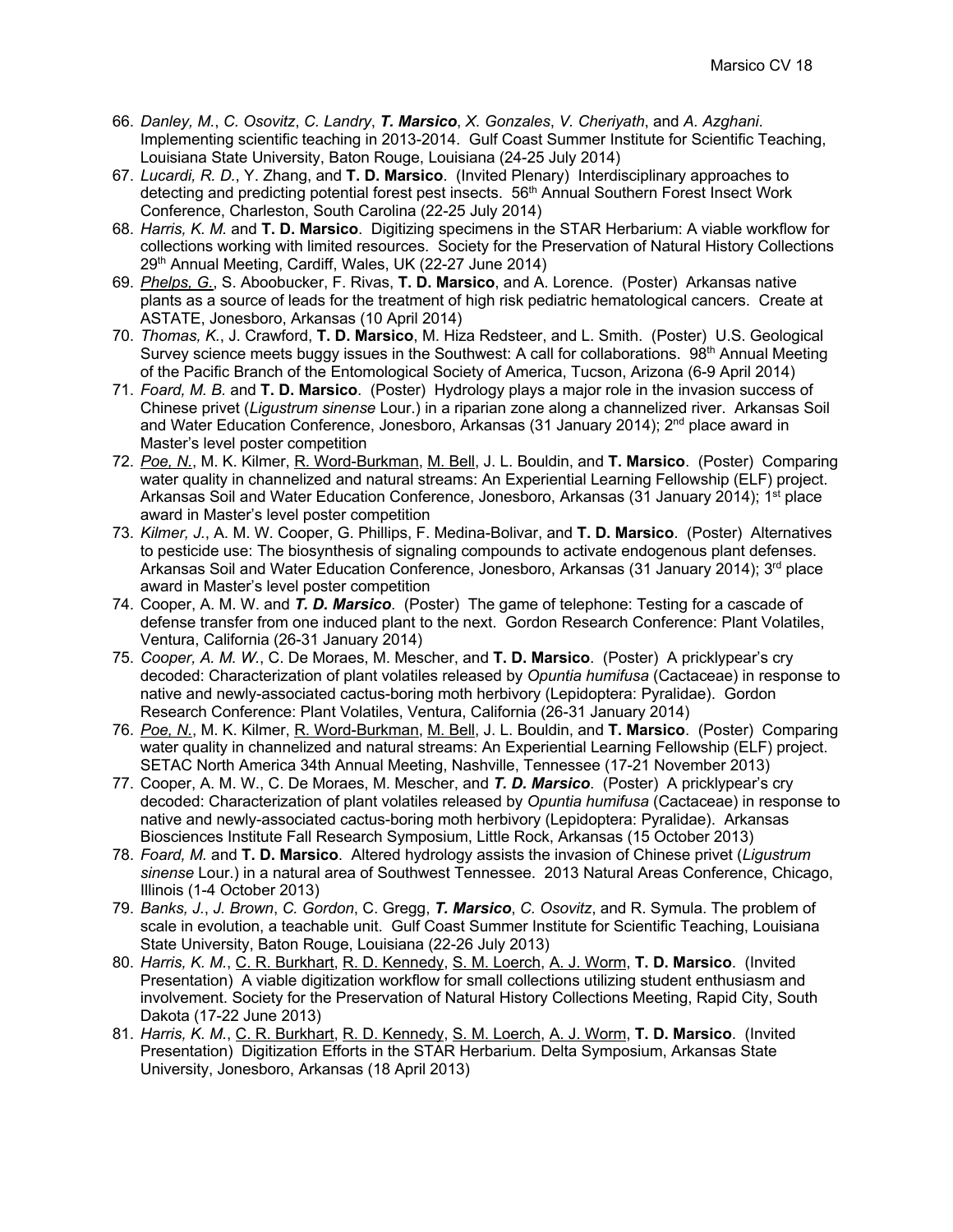66. *Danley, M.*, *C. Osovitz*, *C. Landry*, ***T. Marsico***, *X. Gonzales*, *V. Cheriyath*, and *A. Azghani*. Implementing scientific teaching in 2013-2014. Gulf Coast Summer Institute for Scientific Teaching, Louisiana State University, Baton Rouge, Louisiana (24-25 July 2014)
67. *Lucardi, R. D.*, Y. Zhang, and **T. D. Marsico**. (Invited Plenary) Interdisciplinary approaches to detecting and predicting potential forest pest insects. 56th Annual Southern Forest Insect Work Conference, Charleston, South Carolina (22-25 July 2014)
68. *Harris, K. M.* and **T. D. Marsico**. Digitizing specimens in the STAR Herbarium: A viable workflow for collections working with limited resources. Society for the Preservation of Natural History Collections 29th Annual Meeting, Cardiff, Wales, UK (22-27 June 2014)
69. <u>*Phelps, G.*</u>, S. Aboobucker, F. Rivas, **T. D. Marsico**, and A. Lorence. (Poster) Arkansas native plants as a source of leads for the treatment of high risk pediatric hematological cancers. Create at ASTATE, Jonesboro, Arkansas (10 April 2014)
70. *Thomas, K.*, J. Crawford, **T. D. Marsico**, M. Hiza Redsteer, and L. Smith. (Poster) U.S. Geological Survey science meets buggy issues in the Southwest: A call for collaborations. 98th Annual Meeting of the Pacific Branch of the Entomological Society of America, Tucson, Arizona (6-9 April 2014)
71. *Foard, M. B.* and **T. D. Marsico**. (Poster) Hydrology plays a major role in the invasion success of Chinese privet (*Ligustrum sinense* Lour.) in a riparian zone along a channelized river. Arkansas Soil and Water Education Conference, Jonesboro, Arkansas (31 January 2014); 2nd place award in Master's level poster competition
72. <u>*Poe, N.*</u>, M. K. Kilmer, <u>R. Word-Burkman</u>, <u>M. Bell</u>, J. L. Bouldin, and **T. Marsico**. (Poster) Comparing water quality in channelized and natural streams: An Experiential Learning Fellowship (ELF) project. Arkansas Soil and Water Education Conference, Jonesboro, Arkansas (31 January 2014); 1st place award in Master's level poster competition
73. *Kilmer, J.*, A. M. W. Cooper, G. Phillips, F. Medina-Bolivar, and **T. D. Marsico**. (Poster) Alternatives to pesticide use: The biosynthesis of signaling compounds to activate endogenous plant defenses. Arkansas Soil and Water Education Conference, Jonesboro, Arkansas (31 January 2014); 3rd place award in Master's level poster competition
74. Cooper, A. M. W. and ***T. D. Marsico***. (Poster) The game of telephone: Testing for a cascade of defense transfer from one induced plant to the next. Gordon Research Conference: Plant Volatiles, Ventura, California (26-31 January 2014)
75. *Cooper, A. M. W.*, C. De Moraes, M. Mescher, and **T. D. Marsico**. (Poster) A pricklypear's cry decoded: Characterization of plant volatiles released by *Opuntia humifusa* (Cactaceae) in response to native and newly-associated cactus-boring moth herbivory (Lepidoptera: Pyralidae). Gordon Research Conference: Plant Volatiles, Ventura, California (26-31 January 2014)
76. <u>*Poe, N.*</u>, M. K. Kilmer, <u>R. Word-Burkman</u>, <u>M. Bell</u>, J. L. Bouldin, and **T. Marsico**. (Poster) Comparing water quality in channelized and natural streams: An Experiential Learning Fellowship (ELF) project. SETAC North America 34th Annual Meeting, Nashville, Tennessee (17-21 November 2013)
77. Cooper, A. M. W., C. De Moraes, M. Mescher, and ***T. D. Marsico***. (Poster) A pricklypear's cry decoded: Characterization of plant volatiles released by *Opuntia humifusa* (Cactaceae) in response to native and newly-associated cactus-boring moth herbivory (Lepidoptera: Pyralidae). Arkansas Biosciences Institute Fall Research Symposium, Little Rock, Arkansas (15 October 2013)
78. *Foard, M.* and **T. D. Marsico**. Altered hydrology assists the invasion of Chinese privet (*Ligustrum sinense* Lour.) in a natural area of Southwest Tennessee. 2013 Natural Areas Conference, Chicago, Illinois (1-4 October 2013)
79. *Banks, J.*, *J. Brown*, *C. Gordon*, C. Gregg, ***T. Marsico***, *C. Osovitz*, and R. Symula. The problem of scale in evolution, a teachable unit. Gulf Coast Summer Institute for Scientific Teaching, Louisiana State University, Baton Rouge, Louisiana (22-26 July 2013)
80. *Harris, K. M.*, <u>C. R. Burkhart</u>, <u>R. D. Kennedy</u>, <u>S. M. Loerch</u>, <u>A. J. Worm</u>, **T. D. Marsico**. (Invited Presentation) A viable digitization workflow for small collections utilizing student enthusiasm and involvement. Society for the Preservation of Natural History Collections Meeting, Rapid City, South Dakota (17-22 June 2013)
81. *Harris, K. M.*, <u>C. R. Burkhart</u>, <u>R. D. Kennedy</u>, <u>S. M. Loerch</u>, <u>A. J. Worm</u>, **T. D. Marsico**. (Invited Presentation) Digitization Efforts in the STAR Herbarium. Delta Symposium, Arkansas State University, Jonesboro, Arkansas (18 April 2013)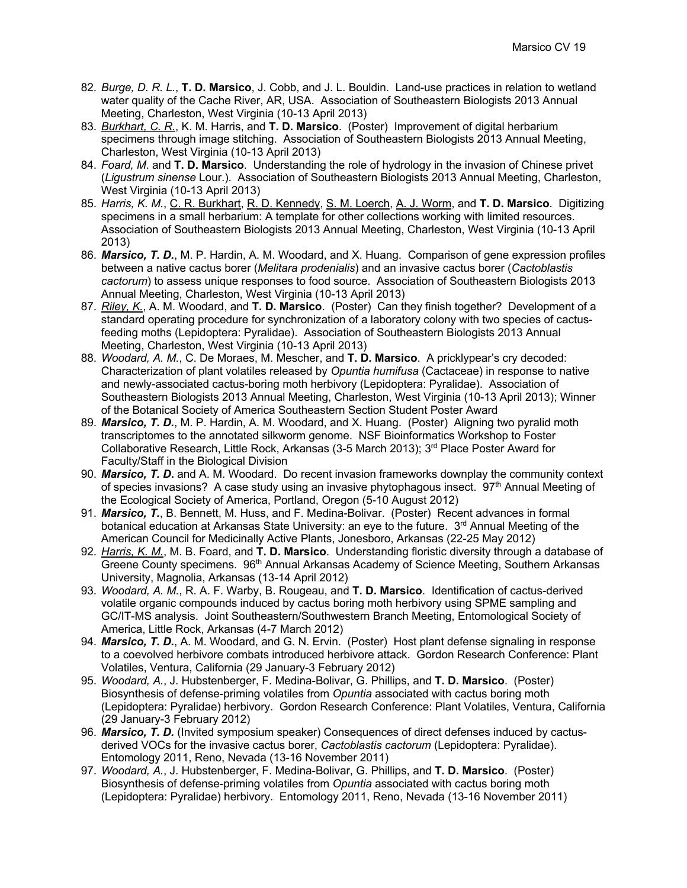82. *Burge, D. R. L.*, **T. D. Marsico**, J. Cobb, and J. L. Bouldin. Land-use practices in relation to wetland water quality of the Cache River, AR, USA. Association of Southeastern Biologists 2013 Annual Meeting, Charleston, West Virginia (10-13 April 2013)
83. *Burkhart, C. R.*, K. M. Harris, and **T. D. Marsico**. (Poster) Improvement of digital herbarium specimens through image stitching. Association of Southeastern Biologists 2013 Annual Meeting, Charleston, West Virginia (10-13 April 2013)
84. *Foard, M.* and **T. D. Marsico**. Understanding the role of hydrology in the invasion of Chinese privet (*Ligustrum sinense* Lour.). Association of Southeastern Biologists 2013 Annual Meeting, Charleston, West Virginia (10-13 April 2013)
85. *Harris, K. M.*, C. R. Burkhart, R. D. Kennedy, S. M. Loerch, A. J. Worm, and **T. D. Marsico**. Digitizing specimens in a small herbarium: A template for other collections working with limited resources. Association of Southeastern Biologists 2013 Annual Meeting, Charleston, West Virginia (10-13 April 2013)
86. ***Marsico, T. D.***, M. P. Hardin, A. M. Woodard, and X. Huang. Comparison of gene expression profiles between a native cactus borer (*Melitara prodenialis*) and an invasive cactus borer (*Cactoblastis cactorum*) to assess unique responses to food source. Association of Southeastern Biologists 2013 Annual Meeting, Charleston, West Virginia (10-13 April 2013)
87. *Riley, K.*, A. M. Woodard, and **T. D. Marsico**. (Poster) Can they finish together? Development of a standard operating procedure for synchronization of a laboratory colony with two species of cactus-feeding moths (Lepidoptera: Pyralidae). Association of Southeastern Biologists 2013 Annual Meeting, Charleston, West Virginia (10-13 April 2013)
88. *Woodard, A. M.*, C. De Moraes, M. Mescher, and **T. D. Marsico**. A pricklypear's cry decoded: Characterization of plant volatiles released by *Opuntia humifusa* (Cactaceae) in response to native and newly-associated cactus-boring moth herbivory (Lepidoptera: Pyralidae). Association of Southeastern Biologists 2013 Annual Meeting, Charleston, West Virginia (10-13 April 2013); Winner of the Botanical Society of America Southeastern Section Student Poster Award
89. ***Marsico, T. D.***, M. P. Hardin, A. M. Woodard, and X. Huang. (Poster) Aligning two pyralid moth transcriptomes to the annotated silkworm genome. NSF Bioinformatics Workshop to Foster Collaborative Research, Little Rock, Arkansas (3-5 March 2013); 3rd Place Poster Award for Faculty/Staff in the Biological Division
90. ***Marsico, T. D.*** and A. M. Woodard. Do recent invasion frameworks downplay the community context of species invasions? A case study using an invasive phytophagous insect. 97th Annual Meeting of the Ecological Society of America, Portland, Oregon (5-10 August 2012)
91. ***Marsico, T.***, B. Bennett, M. Huss, and F. Medina-Bolivar. (Poster) Recent advances in formal botanical education at Arkansas State University: an eye to the future. 3rd Annual Meeting of the American Council for Medicinally Active Plants, Jonesboro, Arkansas (22-25 May 2012)
92. *Harris, K. M.*, M. B. Foard, and **T. D. Marsico**. Understanding floristic diversity through a database of Greene County specimens. 96th Annual Arkansas Academy of Science Meeting, Southern Arkansas University, Magnolia, Arkansas (13-14 April 2012)
93. *Woodard, A. M.*, R. A. F. Warby, B. Rougeau, and **T. D. Marsico**. Identification of cactus-derived volatile organic compounds induced by cactus boring moth herbivory using SPME sampling and GC/IT-MS analysis. Joint Southeastern/Southwestern Branch Meeting, Entomological Society of America, Little Rock, Arkansas (4-7 March 2012)
94. ***Marsico, T. D.***, A. M. Woodard, and G. N. Ervin. (Poster) Host plant defense signaling in response to a coevolved herbivore combats introduced herbivore attack. Gordon Research Conference: Plant Volatiles, Ventura, California (29 January-3 February 2012)
95. *Woodard, A.*, J. Hubstenberger, F. Medina-Bolivar, G. Phillips, and **T. D. Marsico**. (Poster) Biosynthesis of defense-priming volatiles from *Opuntia* associated with cactus boring moth (Lepidoptera: Pyralidae) herbivory. Gordon Research Conference: Plant Volatiles, Ventura, California (29 January-3 February 2012)
96. ***Marsico, T. D.*** (Invited symposium speaker) Consequences of direct defenses induced by cactus-derived VOCs for the invasive cactus borer, *Cactoblastis cactorum* (Lepidoptera: Pyralidae). Entomology 2011, Reno, Nevada (13-16 November 2011)
97. *Woodard, A.*, J. Hubstenberger, F. Medina-Bolivar, G. Phillips, and **T. D. Marsico**. (Poster) Biosynthesis of defense-priming volatiles from *Opuntia* associated with cactus boring moth (Lepidoptera: Pyralidae) herbivory. Entomology 2011, Reno, Nevada (13-16 November 2011)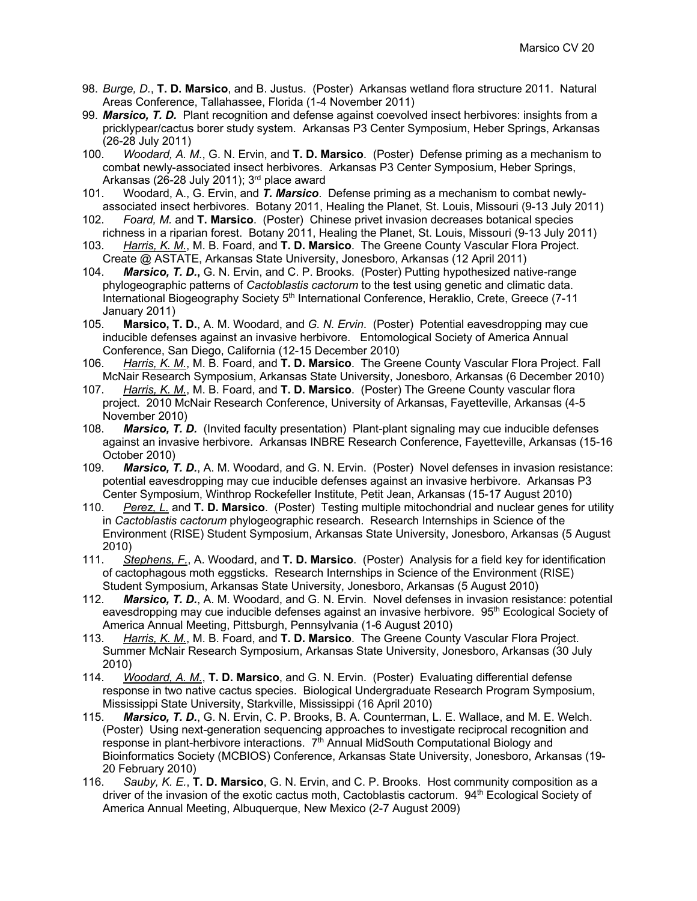98. *Burge, D.*, **T. D. Marsico**, and B. Justus. (Poster) Arkansas wetland flora structure 2011. Natural Areas Conference, Tallahassee, Florida (1-4 November 2011)
99. ***Marsico, T. D.*** Plant recognition and defense against coevolved insect herbivores: insights from a pricklypear/cactus borer study system. Arkansas P3 Center Symposium, Heber Springs, Arkansas (26-28 July 2011)
100. *Woodard, A. M.*, G. N. Ervin, and **T. D. Marsico**. (Poster) Defense priming as a mechanism to combat newly-associated insect herbivores. Arkansas P3 Center Symposium, Heber Springs, Arkansas (26-28 July 2011); 3rd place award
101. Woodard, A., G. Ervin, and ***T. Marsico***. Defense priming as a mechanism to combat newly-associated insect herbivores. Botany 2011, Healing the Planet, St. Louis, Missouri (9-13 July 2011)
102. *Foard, M.* and **T. Marsico**. (Poster) Chinese privet invasion decreases botanical species richness in a riparian forest. Botany 2011, Healing the Planet, St. Louis, Missouri (9-13 July 2011)
103. <u>*Harris, K. M.*</u>, M. B. Foard, and **T. D. Marsico**. The Greene County Vascular Flora Project. Create @ ASTATE, Arkansas State University, Jonesboro, Arkansas (12 April 2011)
104. ***Marsico, T. D.***, G. N. Ervin, and C. P. Brooks. (Poster) Putting hypothesized native-range phylogeographic patterns of *Cactoblastis cactorum* to the test using genetic and climatic data. International Biogeography Society 5th International Conference, Heraklio, Crete, Greece (7-11 January 2011)
105. **Marsico, T. D.**, A. M. Woodard, and *G. N. Ervin*. (Poster) Potential eavesdropping may cue inducible defenses against an invasive herbivore. Entomological Society of America Annual Conference, San Diego, California (12-15 December 2010)
106. <u>*Harris, K. M.*</u>, M. B. Foard, and **T. D. Marsico**. The Greene County Vascular Flora Project. Fall McNair Research Symposium, Arkansas State University, Jonesboro, Arkansas (6 December 2010)
107. <u>*Harris, K. M.*</u>, M. B. Foard, and **T. D. Marsico**. (Poster) The Greene County vascular flora project. 2010 McNair Research Conference, University of Arkansas, Fayetteville, Arkansas (4-5 November 2010)
108. ***Marsico, T. D.*** (Invited faculty presentation) Plant-plant signaling may cue inducible defenses against an invasive herbivore. Arkansas INBRE Research Conference, Fayetteville, Arkansas (15-16 October 2010)
109. ***Marsico, T. D.***, A. M. Woodard, and G. N. Ervin. (Poster) Novel defenses in invasion resistance: potential eavesdropping may cue inducible defenses against an invasive herbivore. Arkansas P3 Center Symposium, Winthrop Rockefeller Institute, Petit Jean, Arkansas (15-17 August 2010)
110. <u>*Perez, L.*</u> and **T. D. Marsico**. (Poster) Testing multiple mitochondrial and nuclear genes for utility in *Cactoblastis cactorum* phylogeographic research. Research Internships in Science of the Environment (RISE) Student Symposium, Arkansas State University, Jonesboro, Arkansas (5 August 2010)
111. <u>*Stephens, F.*</u>, A. Woodard, and **T. D. Marsico**. (Poster) Analysis for a field key for identification of cactophagous moth eggsticks. Research Internships in Science of the Environment (RISE) Student Symposium, Arkansas State University, Jonesboro, Arkansas (5 August 2010)
112. ***Marsico, T. D.***, A. M. Woodard, and G. N. Ervin. Novel defenses in invasion resistance: potential eavesdropping may cue inducible defenses against an invasive herbivore. 95th Ecological Society of America Annual Meeting, Pittsburgh, Pennsylvania (1-6 August 2010)
113. <u>*Harris, K. M.*</u>, M. B. Foard, and **T. D. Marsico**. The Greene County Vascular Flora Project. Summer McNair Research Symposium, Arkansas State University, Jonesboro, Arkansas (30 July 2010)
114. <u>*Woodard, A. M.*</u>, **T. D. Marsico**, and G. N. Ervin. (Poster) Evaluating differential defense response in two native cactus species. Biological Undergraduate Research Program Symposium, Mississippi State University, Starkville, Mississippi (16 April 2010)
115. ***Marsico, T. D.***, G. N. Ervin, C. P. Brooks, B. A. Counterman, L. E. Wallace, and M. E. Welch. (Poster) Using next-generation sequencing approaches to investigate reciprocal recognition and response in plant-herbivore interactions. 7th Annual MidSouth Computational Biology and Bioinformatics Society (MCBIOS) Conference, Arkansas State University, Jonesboro, Arkansas (19-20 February 2010)
116. *Sauby, K. E.*, **T. D. Marsico**, G. N. Ervin, and C. P. Brooks. Host community composition as a driver of the invasion of the exotic cactus moth, Cactoblastis cactorum. 94th Ecological Society of America Annual Meeting, Albuquerque, New Mexico (2-7 August 2009)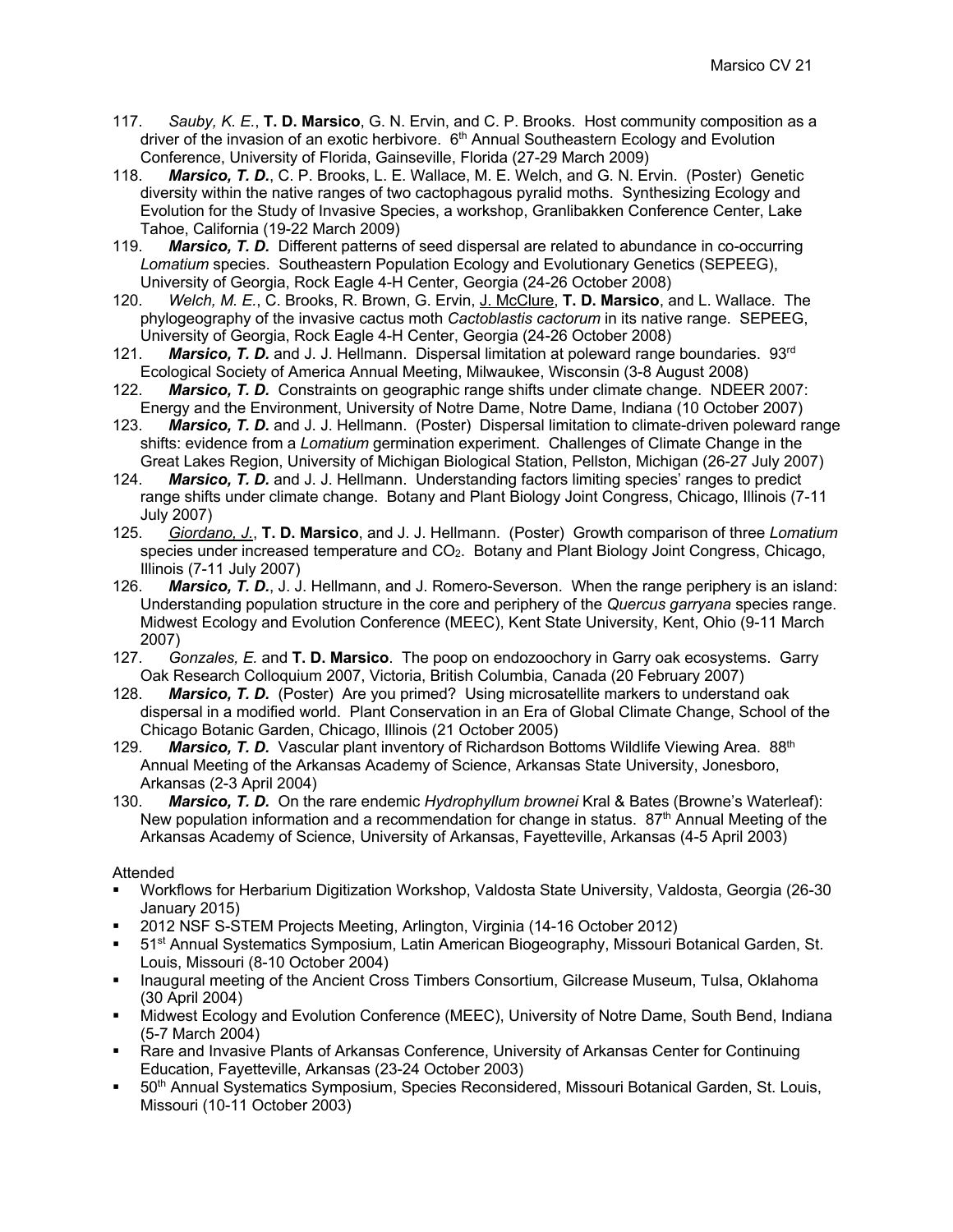117. *Sauby, K. E.*, **T. D. Marsico**, G. N. Ervin, and C. P. Brooks. Host community composition as a driver of the invasion of an exotic herbivore. 6th Annual Southeastern Ecology and Evolution Conference, University of Florida, Gainseville, Florida (27-29 March 2009)
118. ***Marsico, T. D.***, C. P. Brooks, L. E. Wallace, M. E. Welch, and G. N. Ervin. (Poster) Genetic diversity within the native ranges of two cactophagous pyralid moths. Synthesizing Ecology and Evolution for the Study of Invasive Species, a workshop, Granlibakken Conference Center, Lake Tahoe, California (19-22 March 2009)
119. ***Marsico, T. D.*** Different patterns of seed dispersal are related to abundance in co-occurring *Lomatium* species. Southeastern Population Ecology and Evolutionary Genetics (SEPEEG), University of Georgia, Rock Eagle 4-H Center, Georgia (24-26 October 2008)
120. *Welch, M. E.*, C. Brooks, R. Brown, G. Ervin, <u>J. McClure</u>, **T. D. Marsico**, and L. Wallace. The phylogeography of the invasive cactus moth *Cactoblastis cactorum* in its native range. SEPEEG, University of Georgia, Rock Eagle 4-H Center, Georgia (24-26 October 2008)
121. ***Marsico, T. D.*** and J. J. Hellmann. Dispersal limitation at poleward range boundaries. 93rd Ecological Society of America Annual Meeting, Milwaukee, Wisconsin (3-8 August 2008)
122. ***Marsico, T. D.*** Constraints on geographic range shifts under climate change. NDEER 2007: Energy and the Environment, University of Notre Dame, Notre Dame, Indiana (10 October 2007)
123. ***Marsico, T. D.*** and J. J. Hellmann. (Poster) Dispersal limitation to climate-driven poleward range shifts: evidence from a *Lomatium* germination experiment. Challenges of Climate Change in the Great Lakes Region, University of Michigan Biological Station, Pellston, Michigan (26-27 July 2007)
124. ***Marsico, T. D.*** and J. J. Hellmann. Understanding factors limiting species' ranges to predict range shifts under climate change. Botany and Plant Biology Joint Congress, Chicago, Illinois (7-11 July 2007)
125. <u>*Giordano, J.*</u>, **T. D. Marsico**, and J. J. Hellmann. (Poster) Growth comparison of three *Lomatium* species under increased temperature and $CO_2$. Botany and Plant Biology Joint Congress, Chicago, Illinois (7-11 July 2007)
126. ***Marsico, T. D.***, J. J. Hellmann, and J. Romero-Severson. When the range periphery is an island: Understanding population structure in the core and periphery of the *Quercus garryana* species range. Midwest Ecology and Evolution Conference (MEEC), Kent State University, Kent, Ohio (9-11 March 2007)
127. *Gonzales, E.* and **T. D. Marsico**. The poop on endozoochory in Garry oak ecosystems. Garry Oak Research Colloquium 2007, Victoria, British Columbia, Canada (20 February 2007)
128. ***Marsico, T. D.*** (Poster) Are you primed? Using microsatellite markers to understand oak dispersal in a modified world. Plant Conservation in an Era of Global Climate Change, School of the Chicago Botanic Garden, Chicago, Illinois (21 October 2005)
129. ***Marsico, T. D.*** Vascular plant inventory of Richardson Bottoms Wildlife Viewing Area. 88th Annual Meeting of the Arkansas Academy of Science, Arkansas State University, Jonesboro, Arkansas (2-3 April 2004)
130. ***Marsico, T. D.*** On the rare endemic *Hydrophyllum brownei* Kral & Bates (Browne's Waterleaf): New population information and a recommendation for change in status. 87th Annual Meeting of the Arkansas Academy of Science, University of Arkansas, Fayetteville, Arkansas (4-5 April 2003)

Attended

- Workflows for Herbarium Digitization Workshop, Valdosta State University, Valdosta, Georgia (26-30 January 2015)
- 2012 NSF S-STEM Projects Meeting, Arlington, Virginia (14-16 October 2012)
- 51st Annual Systematics Symposium, Latin American Biogeography, Missouri Botanical Garden, St. Louis, Missouri (8-10 October 2004)
- Inaugural meeting of the Ancient Cross Timbers Consortium, Gilcrease Museum, Tulsa, Oklahoma (30 April 2004)
- Midwest Ecology and Evolution Conference (MEEC), University of Notre Dame, South Bend, Indiana (5-7 March 2004)
- Rare and Invasive Plants of Arkansas Conference, University of Arkansas Center for Continuing Education, Fayetteville, Arkansas (23-24 October 2003)
- 50th Annual Systematics Symposium, Species Reconsidered, Missouri Botanical Garden, St. Louis, Missouri (10-11 October 2003)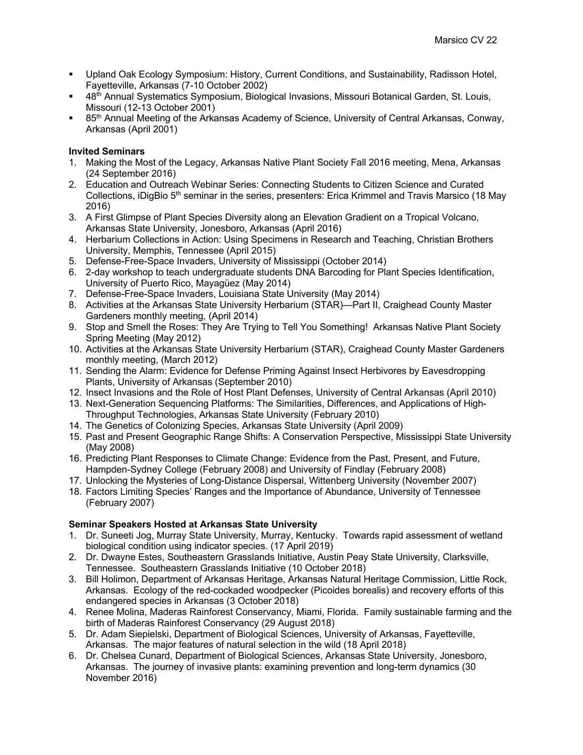- Upland Oak Ecology Symposium: History, Current Conditions, and Sustainability, Radisson Hotel, Fayetteville, Arkansas (7-10 October 2002)
- 48th Annual Systematics Symposium, Biological Invasions, Missouri Botanical Garden, St. Louis, Missouri (12-13 October 2001)
- 85th Annual Meeting of the Arkansas Academy of Science, University of Central Arkansas, Conway, Arkansas (April 2001)

**Invited Seminars**

1. Making the Most of the Legacy, Arkansas Native Plant Society Fall 2016 meeting, Mena, Arkansas (24 September 2016)
2. Education and Outreach Webinar Series: Connecting Students to Citizen Science and Curated Collections, iDigBio 5th seminar in the series, presenters: Erica Krimmel and Travis Marsico (18 May 2016)
3. A First Glimpse of Plant Species Diversity along an Elevation Gradient on a Tropical Volcano, Arkansas State University, Jonesboro, Arkansas (April 2016)
4. Herbarium Collections in Action: Using Specimens in Research and Teaching, Christian Brothers University, Memphis, Tennessee (April 2015)
5. Defense-Free-Space Invaders, University of Mississippi (October 2014)
6. 2-day workshop to teach undergraduate students DNA Barcoding for Plant Species Identification, University of Puerto Rico, Mayagüez (May 2014)
7. Defense-Free-Space Invaders, Louisiana State University (May 2014)
8. Activities at the Arkansas State University Herbarium (STAR)—Part II, Craighead County Master Gardeners monthly meeting, (April 2014)
9. Stop and Smell the Roses: They Are Trying to Tell You Something! Arkansas Native Plant Society Spring Meeting (May 2012)
10. Activities at the Arkansas State University Herbarium (STAR), Craighead County Master Gardeners monthly meeting, (March 2012)
11. Sending the Alarm: Evidence for Defense Priming Against Insect Herbivores by Eavesdropping Plants, University of Arkansas (September 2010)
12. Insect Invasions and the Role of Host Plant Defenses, University of Central Arkansas (April 2010)
13. Next-Generation Sequencing Platforms: The Similarities, Differences, and Applications of High-Throughput Technologies, Arkansas State University (February 2010)
14. The Genetics of Colonizing Species, Arkansas State University (April 2009)
15. Past and Present Geographic Range Shifts: A Conservation Perspective, Mississippi State University (May 2008)
16. Predicting Plant Responses to Climate Change: Evidence from the Past, Present, and Future, Hampden-Sydney College (February 2008) and University of Findlay (February 2008)
17. Unlocking the Mysteries of Long-Distance Dispersal, Wittenberg University (November 2007)
18. Factors Limiting Species' Ranges and the Importance of Abundance, University of Tennessee (February 2007)

**Seminar Speakers Hosted at Arkansas State University**

1. Dr. Suneeti Jog, Murray State University, Murray, Kentucky. Towards rapid assessment of wetland biological condition using indicator species. (17 April 2019)
2. Dr. Dwayne Estes, Southeastern Grasslands Initiative, Austin Peay State University, Clarksville, Tennessee. Southeastern Grasslands Initiative (10 October 2018)
3. Bill Holimon, Department of Arkansas Heritage, Arkansas Natural Heritage Commission, Little Rock, Arkansas. Ecology of the red-cockaded woodpecker (Picoides borealis) and recovery efforts of this endangered species in Arkansas (3 October 2018)
4. Renee Molina, Maderas Rainforest Conservancy, Miami, Florida. Family sustainable farming and the birth of Maderas Rainforest Conservancy (29 August 2018)
5. Dr. Adam Siepielski, Department of Biological Sciences, University of Arkansas, Fayetteville, Arkansas. The major features of natural selection in the wild (18 April 2018)
6. Dr. Chelsea Cunard, Department of Biological Sciences, Arkansas State University, Jonesboro, Arkansas. The journey of invasive plants: examining prevention and long-term dynamics (30 November 2016)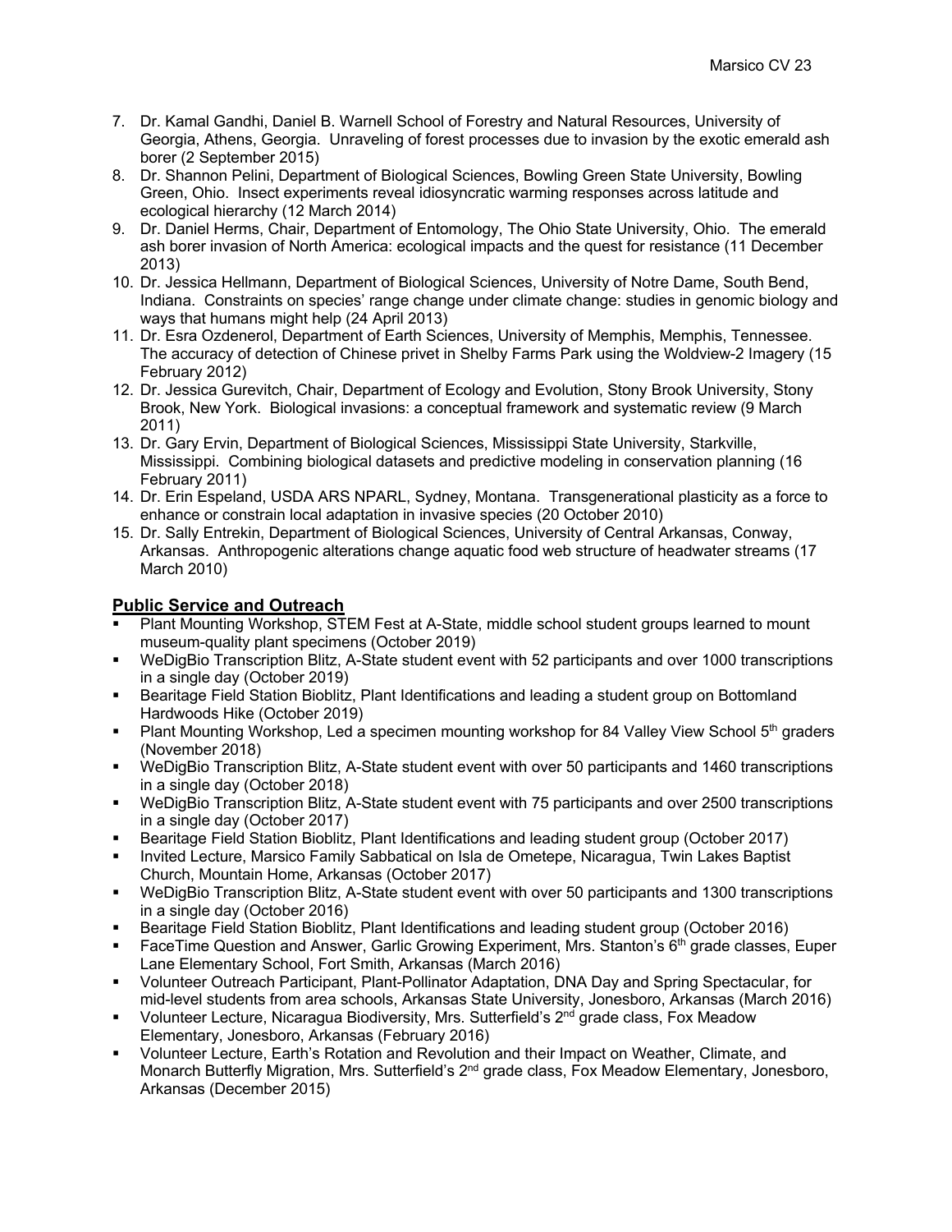7. Dr. Kamal Gandhi, Daniel B. Warnell School of Forestry and Natural Resources, University of Georgia, Athens, Georgia. Unraveling of forest processes due to invasion by the exotic emerald ash borer (2 September 2015)
8. Dr. Shannon Pelini, Department of Biological Sciences, Bowling Green State University, Bowling Green, Ohio. Insect experiments reveal idiosyncratic warming responses across latitude and ecological hierarchy (12 March 2014)
9. Dr. Daniel Herms, Chair, Department of Entomology, The Ohio State University, Ohio. The emerald ash borer invasion of North America: ecological impacts and the quest for resistance (11 December 2013)
10. Dr. Jessica Hellmann, Department of Biological Sciences, University of Notre Dame, South Bend, Indiana. Constraints on species' range change under climate change: studies in genomic biology and ways that humans might help (24 April 2013)
11. Dr. Esra Ozdenerol, Department of Earth Sciences, University of Memphis, Memphis, Tennessee. The accuracy of detection of Chinese privet in Shelby Farms Park using the Woldview-2 Imagery (15 February 2012)
12. Dr. Jessica Gurevitch, Chair, Department of Ecology and Evolution, Stony Brook University, Stony Brook, New York. Biological invasions: a conceptual framework and systematic review (9 March 2011)
13. Dr. Gary Ervin, Department of Biological Sciences, Mississippi State University, Starkville, Mississippi. Combining biological datasets and predictive modeling in conservation planning (16 February 2011)
14. Dr. Erin Espeland, USDA ARS NPARL, Sydney, Montana. Transgenerational plasticity as a force to enhance or constrain local adaptation in invasive species (20 October 2010)
15. Dr. Sally Entrekin, Department of Biological Sciences, University of Central Arkansas, Conway, Arkansas. Anthropogenic alterations change aquatic food web structure of headwater streams (17 March 2010)

## Public Service and Outreach

- Plant Mounting Workshop, STEM Fest at A-State, middle school student groups learned to mount museum-quality plant specimens (October 2019)
- WeDigBio Transcription Blitz, A-State student event with 52 participants and over 1000 transcriptions in a single day (October 2019)
- Bearitage Field Station Bioblitz, Plant Identifications and leading a student group on Bottomland Hardwoods Hike (October 2019)
- Plant Mounting Workshop, Led a specimen mounting workshop for 84 Valley View School 5th graders (November 2018)
- WeDigBio Transcription Blitz, A-State student event with over 50 participants and 1460 transcriptions in a single day (October 2018)
- WeDigBio Transcription Blitz, A-State student event with 75 participants and over 2500 transcriptions in a single day (October 2017)
- Bearitage Field Station Bioblitz, Plant Identifications and leading student group (October 2017)
- Invited Lecture, Marsico Family Sabbatical on Isla de Ometepe, Nicaragua, Twin Lakes Baptist Church, Mountain Home, Arkansas (October 2017)
- WeDigBio Transcription Blitz, A-State student event with over 50 participants and 1300 transcriptions in a single day (October 2016)
- Bearitage Field Station Bioblitz, Plant Identifications and leading student group (October 2016)
- FaceTime Question and Answer, Garlic Growing Experiment, Mrs. Stanton's 6th grade classes, Euper Lane Elementary School, Fort Smith, Arkansas (March 2016)
- Volunteer Outreach Participant, Plant-Pollinator Adaptation, DNA Day and Spring Spectacular, for mid-level students from area schools, Arkansas State University, Jonesboro, Arkansas (March 2016)
- Volunteer Lecture, Nicaragua Biodiversity, Mrs. Sutterfield's 2nd grade class, Fox Meadow Elementary, Jonesboro, Arkansas (February 2016)
- Volunteer Lecture, Earth's Rotation and Revolution and their Impact on Weather, Climate, and Monarch Butterfly Migration, Mrs. Sutterfield's 2nd grade class, Fox Meadow Elementary, Jonesboro, Arkansas (December 2015)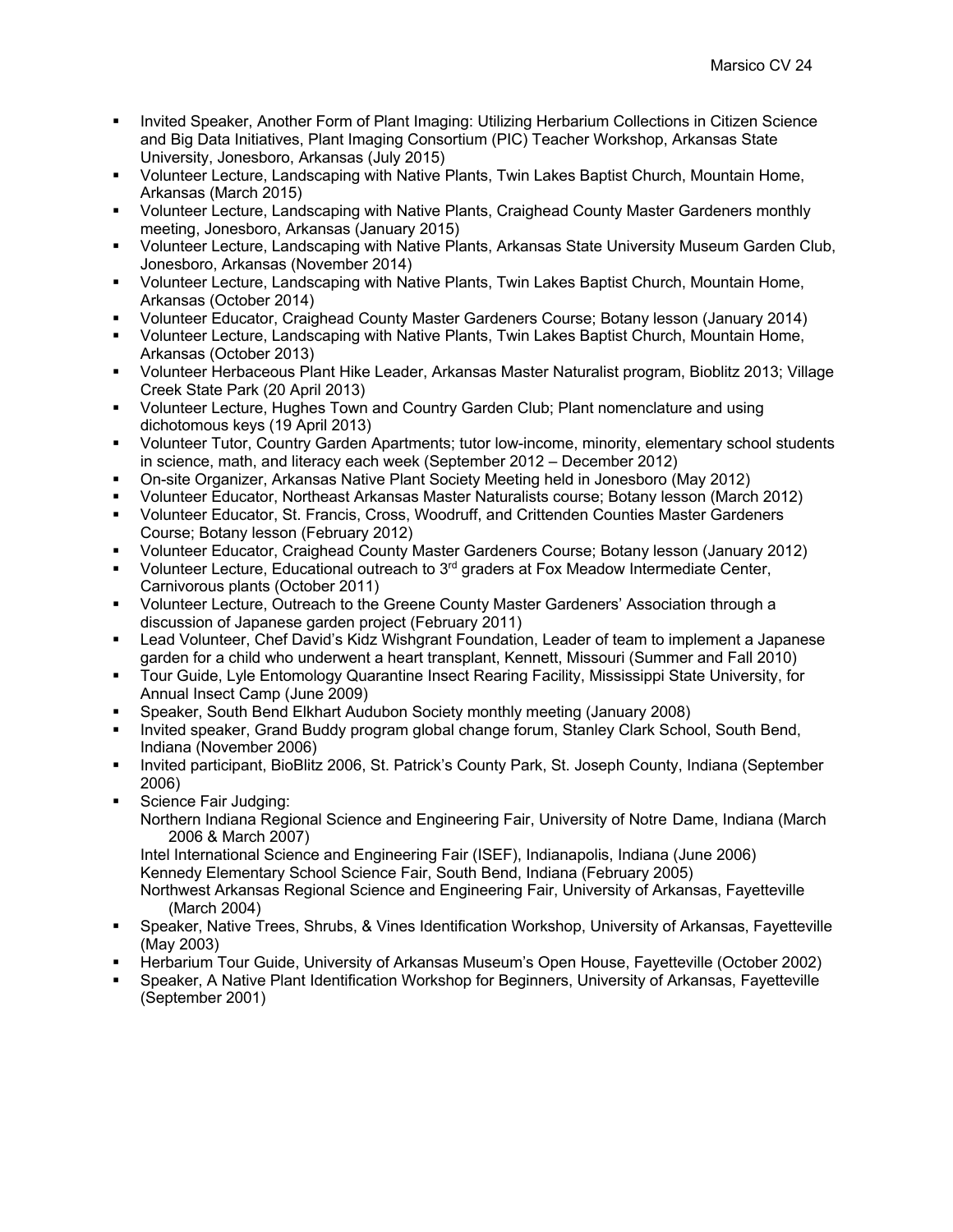- Invited Speaker, Another Form of Plant Imaging: Utilizing Herbarium Collections in Citizen Science and Big Data Initiatives, Plant Imaging Consortium (PIC) Teacher Workshop, Arkansas State University, Jonesboro, Arkansas (July 2015)
- Volunteer Lecture, Landscaping with Native Plants, Twin Lakes Baptist Church, Mountain Home, Arkansas (March 2015)
- Volunteer Lecture, Landscaping with Native Plants, Craighead County Master Gardeners monthly meeting, Jonesboro, Arkansas (January 2015)
- Volunteer Lecture, Landscaping with Native Plants, Arkansas State University Museum Garden Club, Jonesboro, Arkansas (November 2014)
- Volunteer Lecture, Landscaping with Native Plants, Twin Lakes Baptist Church, Mountain Home, Arkansas (October 2014)
- Volunteer Educator, Craighead County Master Gardeners Course; Botany lesson (January 2014)
- Volunteer Lecture, Landscaping with Native Plants, Twin Lakes Baptist Church, Mountain Home, Arkansas (October 2013)
- Volunteer Herbaceous Plant Hike Leader, Arkansas Master Naturalist program, Bioblitz 2013; Village Creek State Park (20 April 2013)
- Volunteer Lecture, Hughes Town and Country Garden Club; Plant nomenclature and using dichotomous keys (19 April 2013)
- Volunteer Tutor, Country Garden Apartments; tutor low-income, minority, elementary school students in science, math, and literacy each week (September 2012 – December 2012)
- On-site Organizer, Arkansas Native Plant Society Meeting held in Jonesboro (May 2012)
- Volunteer Educator, Northeast Arkansas Master Naturalists course; Botany lesson (March 2012)
- Volunteer Educator, St. Francis, Cross, Woodruff, and Crittenden Counties Master Gardeners Course; Botany lesson (February 2012)
- Volunteer Educator, Craighead County Master Gardeners Course; Botany lesson (January 2012)
- Volunteer Lecture, Educational outreach to 3rd graders at Fox Meadow Intermediate Center, Carnivorous plants (October 2011)
- Volunteer Lecture, Outreach to the Greene County Master Gardeners' Association through a discussion of Japanese garden project (February 2011)
- Lead Volunteer, Chef David's Kidz Wishgrant Foundation, Leader of team to implement a Japanese garden for a child who underwent a heart transplant, Kennett, Missouri (Summer and Fall 2010)
- Tour Guide, Lyle Entomology Quarantine Insect Rearing Facility, Mississippi State University, for Annual Insect Camp (June 2009)
- Speaker, South Bend Elkhart Audubon Society monthly meeting (January 2008)
- Invited speaker, Grand Buddy program global change forum, Stanley Clark School, South Bend, Indiana (November 2006)
- Invited participant, BioBlitz 2006, St. Patrick's County Park, St. Joseph County, Indiana (September 2006)
- Science Fair Judging:
  Northern Indiana Regional Science and Engineering Fair, University of Notre Dame, Indiana (March 2006 & March 2007)
  Intel International Science and Engineering Fair (ISEF), Indianapolis, Indiana (June 2006)
  Kennedy Elementary School Science Fair, South Bend, Indiana (February 2005)
  Northwest Arkansas Regional Science and Engineering Fair, University of Arkansas, Fayetteville (March 2004)
- Speaker, Native Trees, Shrubs, & Vines Identification Workshop, University of Arkansas, Fayetteville (May 2003)
- Herbarium Tour Guide, University of Arkansas Museum's Open House, Fayetteville (October 2002)
- Speaker, A Native Plant Identification Workshop for Beginners, University of Arkansas, Fayetteville (September 2001)